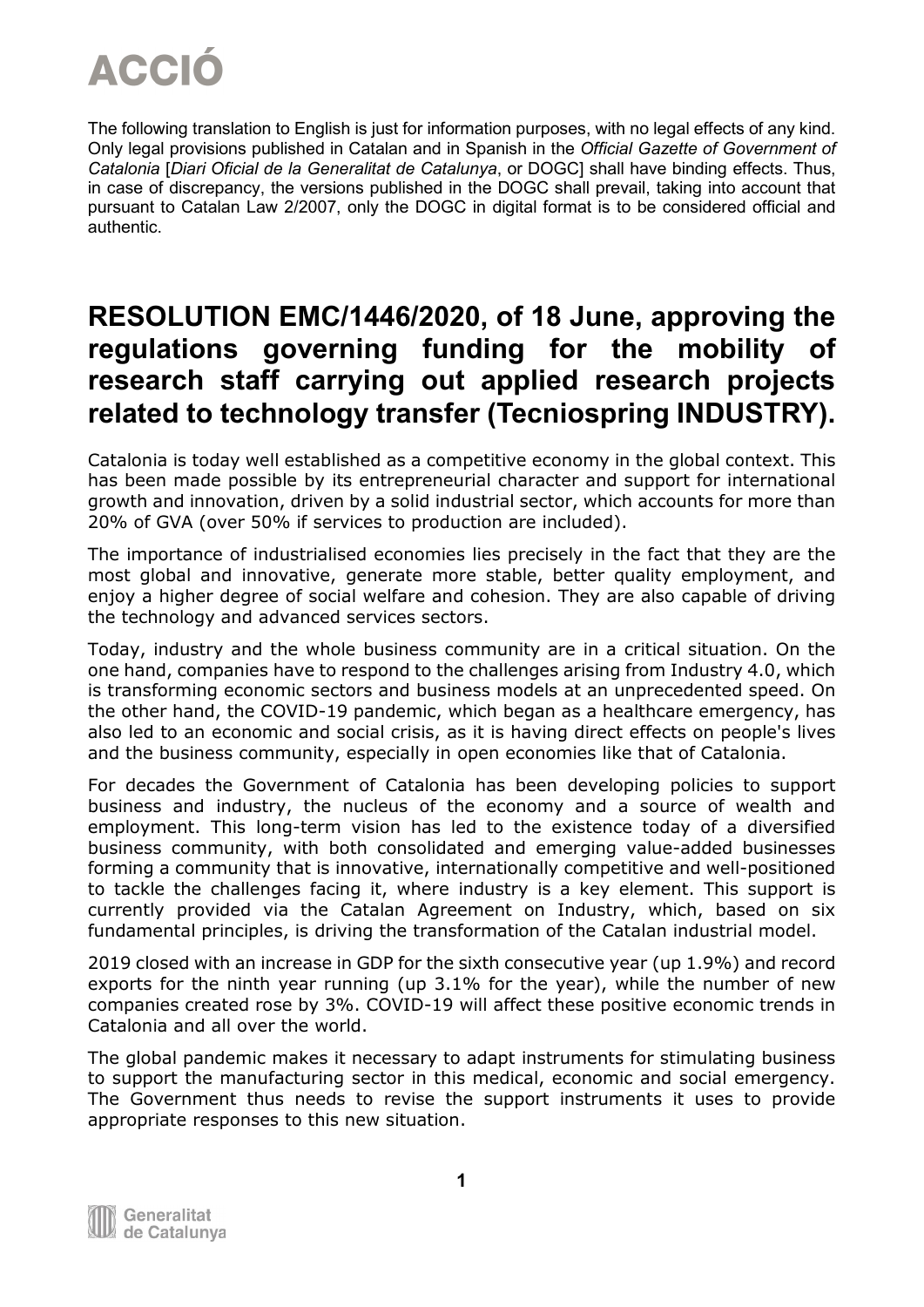# ACCIÓ

The following translation to English is just for information purposes, with no legal effects of any kind. Only legal provisions published in Catalan and in Spanish in the *Official Gazette of Government of Catalonia* [*Diari Oficial de la Generalitat de Catalunya*, or DOGC] shall have binding effects. Thus, in case of discrepancy, the versions published in the DOGC shall prevail, taking into account that pursuant to Catalan Law 2/2007, only the DOGC in digital format is to be considered official and authentic.

# RESOLUTION EMC/1446/2020, of 18 June, approving the regulations governing funding for the mobility of research staff carrying out applied research projects related to technology transfer (Tecniospring INDUSTRY).

Catalonia is today well established as a competitive economy in the global context. This has been made possible by its entrepreneurial character and support for international growth and innovation, driven by a solid industrial sector, which accounts for more than 20% of GVA (over 50% if services to production are included).

The importance of industrialised economies lies precisely in the fact that they are the most global and innovative, generate more stable, better quality employment, and enjoy a higher degree of social welfare and cohesion. They are also capable of driving the technology and advanced services sectors.

Today, industry and the whole business community are in a critical situation. On the one hand, companies have to respond to the challenges arising from Industry 4.0, which is transforming economic sectors and business models at an unprecedented speed. On the other hand, the COVID-19 pandemic, which began as a healthcare emergency, has also led to an economic and social crisis, as it is having direct effects on people's lives and the business community, especially in open economies like that of Catalonia.

For decades the Government of Catalonia has been developing policies to support business and industry, the nucleus of the economy and a source of wealth and employment. This long-term vision has led to the existence today of a diversified business community, with both consolidated and emerging value-added businesses forming a community that is innovative, internationally competitive and well-positioned to tackle the challenges facing it, where industry is a key element. This support is currently provided via the Catalan Agreement on Industry, which, based on six fundamental principles, is driving the transformation of the Catalan industrial model.

2019 closed with an increase in GDP for the sixth consecutive year (up 1.9%) and record exports for the ninth year running (up 3.1% for the year), while the number of new companies created rose by 3%. COVID-19 will affect these positive economic trends in Catalonia and all over the world.

The global pandemic makes it necessary to adapt instruments for stimulating business to support the manufacturing sector in this medical, economic and social emergency. The Government thus needs to revise the support instruments it uses to provide appropriate responses to this new situation.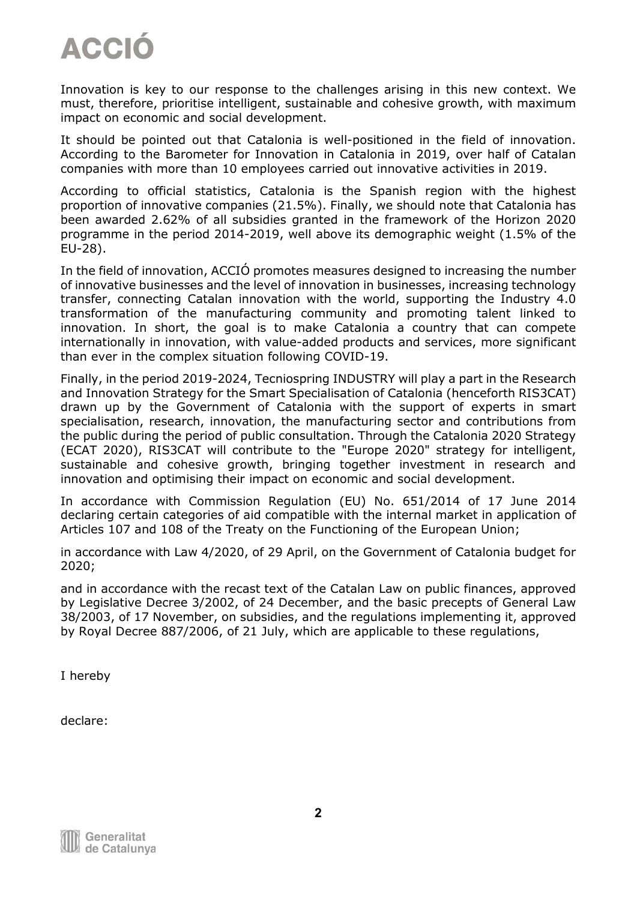Innovation is key to our response to the challenges arising in this new context. We must, therefore, prioritise intelligent, sustainable and cohesive growth, with maximum impact on economic and social development.

It should be pointed out that Catalonia is well-positioned in the field of innovation. According to the Barometer for Innovation in Catalonia in 2019, over half of Catalan companies with more than 10 employees carried out innovative activities in 2019.

According to official statistics, Catalonia is the Spanish region with the highest proportion of innovative companies (21.5%). Finally, we should note that Catalonia has been awarded 2.62% of all subsidies granted in the framework of the Horizon 2020 programme in the period 2014-2019, well above its demographic weight (1.5% of the EU-28).

In the field of innovation, ACCIÓ promotes measures designed to increasing the number of innovative businesses and the level of innovation in businesses, increasing technology transfer, connecting Catalan innovation with the world, supporting the Industry 4.0 transformation of the manufacturing community and promoting talent linked to innovation. In short, the goal is to make Catalonia a country that can compete internationally in innovation, with value-added products and services, more significant than ever in the complex situation following COVID-19.

Finally, in the period 2019-2024, Tecniospring INDUSTRY will play a part in the Research and Innovation Strategy for the Smart Specialisation of Catalonia (henceforth RIS3CAT) drawn up by the Government of Catalonia with the support of experts in smart specialisation, research, innovation, the manufacturing sector and contributions from the public during the period of public consultation. Through the Catalonia 2020 Strategy (ECAT 2020), RIS3CAT will contribute to the "Europe 2020" strategy for intelligent, sustainable and cohesive growth, bringing together investment in research and innovation and optimising their impact on economic and social development.

In accordance with Commission Regulation (EU) No. 651/2014 of 17 June 2014 declaring certain categories of aid compatible with the internal market in application of Articles 107 and 108 of the Treaty on the Functioning of the European Union;

in accordance with Law 4/2020, of 29 April, on the Government of Catalonia budget for 2020;

and in accordance with the recast text of the Catalan Law on public finances, approved by Legislative Decree 3/2002, of 24 December, and the basic precepts of General Law 38/2003, of 17 November, on subsidies, and the regulations implementing it, approved by Royal Decree 887/2006, of 21 July, which are applicable to these regulations,

I hereby

declare: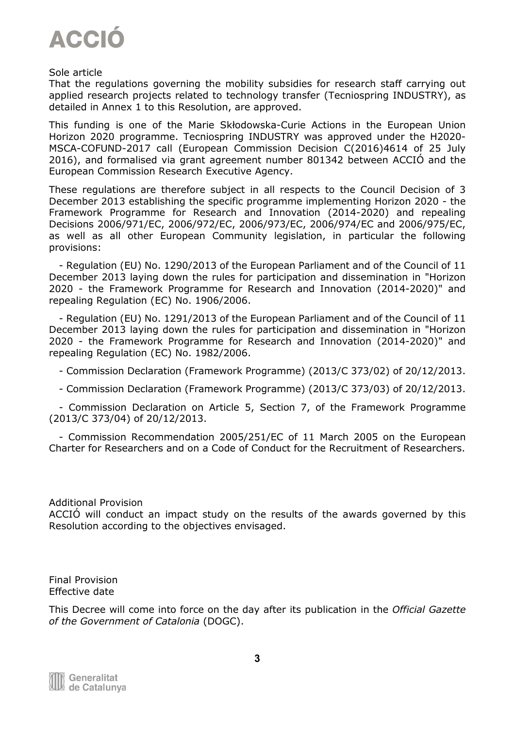Sole article

That the regulations governing the mobility subsidies for research staff carrying out applied research projects related to technology transfer (Tecniospring INDUSTRY), as detailed in Annex 1 to this Resolution, are approved.

This funding is one of the Marie Skłodowska-Curie Actions in the European Union Horizon 2020 programme. Tecniospring INDUSTRY was approved under the H2020-MSCA-COFUND-2017 call (European Commission Decision C(2016)4614 of 25 July 2016), and formalised via grant agreement number 801342 between ACCIÓ and the European Commission Research Executive Agency.

These regulations are therefore subject in all respects to the Council Decision of 3 December 2013 establishing the specific programme implementing Horizon 2020 - the Framework Programme for Research and Innovation (2014-2020) and repealing Decisions 2006/971/EC, 2006/972/EC, 2006/973/EC, 2006/974/EC and 2006/975/EC, as well as all other European Community legislation, in particular the following provisions:

- Regulation (EU) No. 1290/2013 of the European Parliament and of the Council of 11 December 2013 laying down the rules for participation and dissemination in "Horizon 2020 - the Framework Programme for Research and Innovation (2014-2020)" and repealing Regulation (EC) No. 1906/2006.
- Regulation (EU) No. 1291/2013 of the European Parliament and of the Council of 11 December 2013 laying down the rules for participation and dissemination in "Horizon 2020 - the Framework Programme for Research and Innovation (2014-2020)" and repealing Regulation (EC) No. 1982/2006.
- Commission Declaration (Framework Programme) (2013/C 373/02) of 20/12/2013.
- Commission Declaration (Framework Programme) (2013/C 373/03) of 20/12/2013.
- Commission Declaration on Article 5, Section 7, of the Framework Programme (2013/C 373/04) of 20/12/2013.
- Commission Recommendation 2005/251/EC of 11 March 2005 on the European Charter for Researchers and on a Code of Conduct for the Recruitment of Researchers.

Additional Provision

ACCIÓ will conduct an impact study on the results of the awards governed by this Resolution according to the objectives envisaged.

Final Provision

Effective date

This Decree will come into force on the day after its publication in the *Official Gazette of the Government of Catalonia* (DOGC).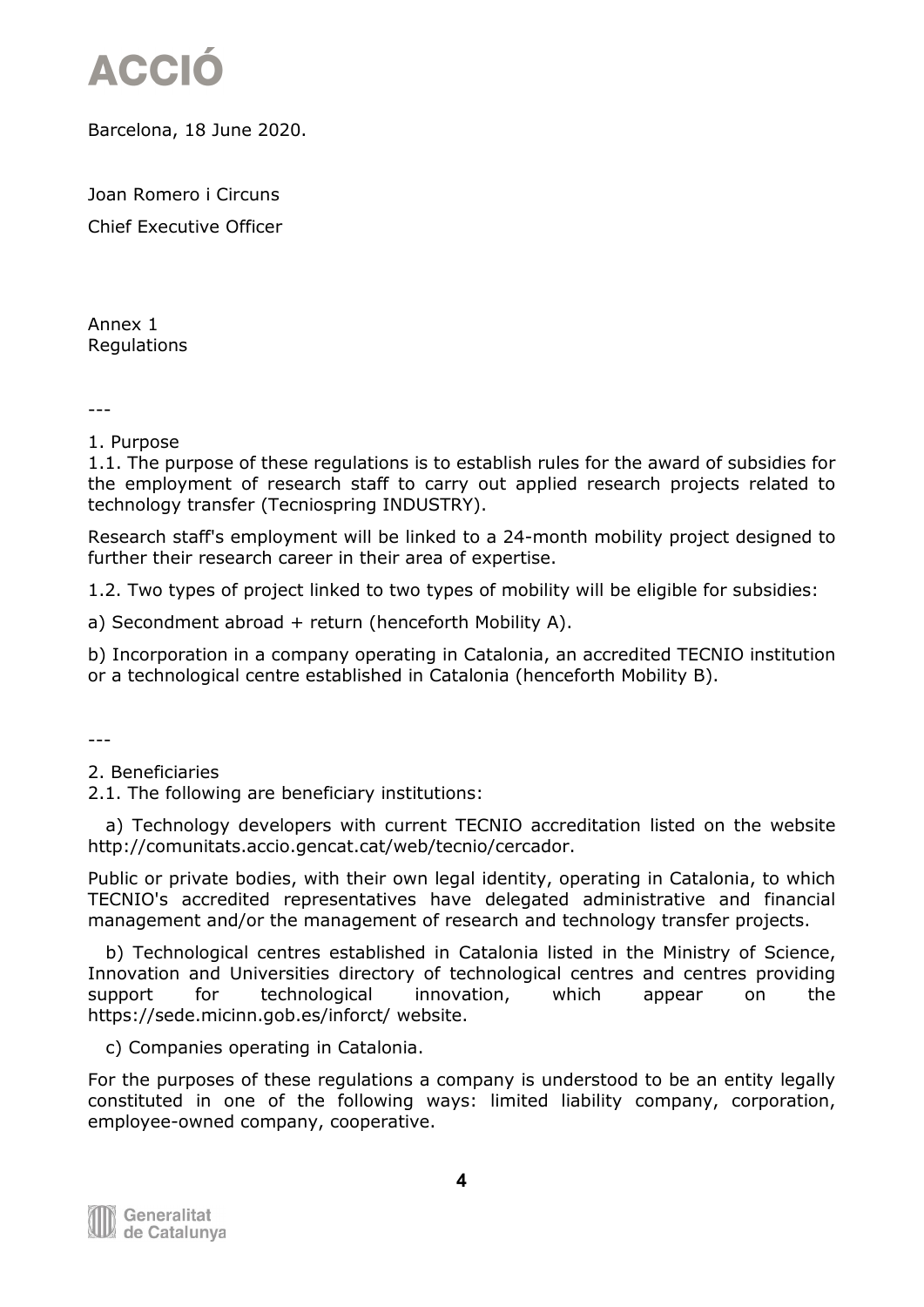# ACCIÓ

Barcelona, 18 June 2020.

Joan Romero i Circuns

Chief Executive Officer

Annex 1
Regulations

---

## 1. Purpose

1.1. The purpose of these regulations is to establish rules for the award of subsidies for the employment of research staff to carry out applied research projects related to technology transfer (Tecniospring INDUSTRY).

Research staff's employment will be linked to a 24-month mobility project designed to further their research career in their area of expertise.

1.2. Two types of project linked to two types of mobility will be eligible for subsidies:

a) Secondment abroad + return (henceforth Mobility A).

b) Incorporation in a company operating in Catalonia, an accredited TECNIO institution or a technological centre established in Catalonia (henceforth Mobility B).

---

## 2. Beneficiaries

2.1. The following are beneficiary institutions:

a) Technology developers with current TECNIO accreditation listed on the website http://comunitats.accio.gencat.cat/web/tecnio/cercador.

Public or private bodies, with their own legal identity, operating in Catalonia, to which TECNIO's accredited representatives have delegated administrative and financial management and/or the management of research and technology transfer projects.

b) Technological centres established in Catalonia listed in the Ministry of Science, Innovation and Universities directory of technological centres and centres providing support for technological innovation, which appear on the https://sede.micinn.gob.es/inforct/ website.

c) Companies operating in Catalonia.

For the purposes of these regulations a company is understood to be an entity legally constituted in one of the following ways: limited liability company, corporation, employee-owned company, cooperative.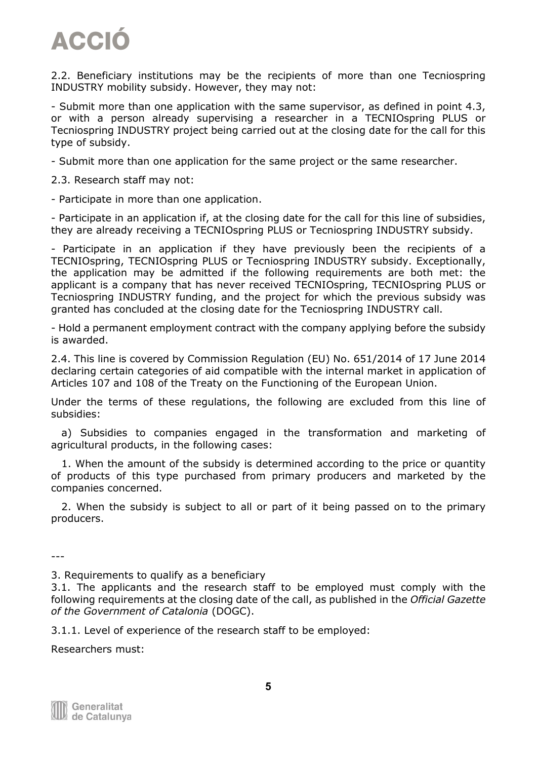2.2. Beneficiary institutions may be the recipients of more than one Tecniospring INDUSTRY mobility subsidy. However, they may not:

- Submit more than one application with the same supervisor, as defined in point 4.3, or with a person already supervising a researcher in a TECNIOspring PLUS or Tecniospring INDUSTRY project being carried out at the closing date for the call for this type of subsidy.

- Submit more than one application for the same project or the same researcher.

2.3. Research staff may not:

- Participate in more than one application.

- Participate in an application if, at the closing date for the call for this line of subsidies, they are already receiving a TECNIOspring PLUS or Tecniospring INDUSTRY subsidy.

- Participate in an application if they have previously been the recipients of a TECNIOspring, TECNIOspring PLUS or Tecniospring INDUSTRY subsidy. Exceptionally, the application may be admitted if the following requirements are both met: the applicant is a company that has never received TECNIOspring, TECNIOspring PLUS or Tecniospring INDUSTRY funding, and the project for which the previous subsidy was granted has concluded at the closing date for the Tecniospring INDUSTRY call.

- Hold a permanent employment contract with the company applying before the subsidy is awarded.

2.4. This line is covered by Commission Regulation (EU) No. 651/2014 of 17 June 2014 declaring certain categories of aid compatible with the internal market in application of Articles 107 and 108 of the Treaty on the Functioning of the European Union.

Under the terms of these regulations, the following are excluded from this line of subsidies:

a) Subsidies to companies engaged in the transformation and marketing of agricultural products, in the following cases:

1. When the amount of the subsidy is determined according to the price or quantity of products of this type purchased from primary producers and marketed by the companies concerned.

2. When the subsidy is subject to all or part of it being passed on to the primary producers.

---

3. Requirements to qualify as a beneficiary

3.1. The applicants and the research staff to be employed must comply with the following requirements at the closing date of the call, as published in the *Official Gazette of the Government of Catalonia* (DOGC).

3.1.1. Level of experience of the research staff to be employed:

Researchers must: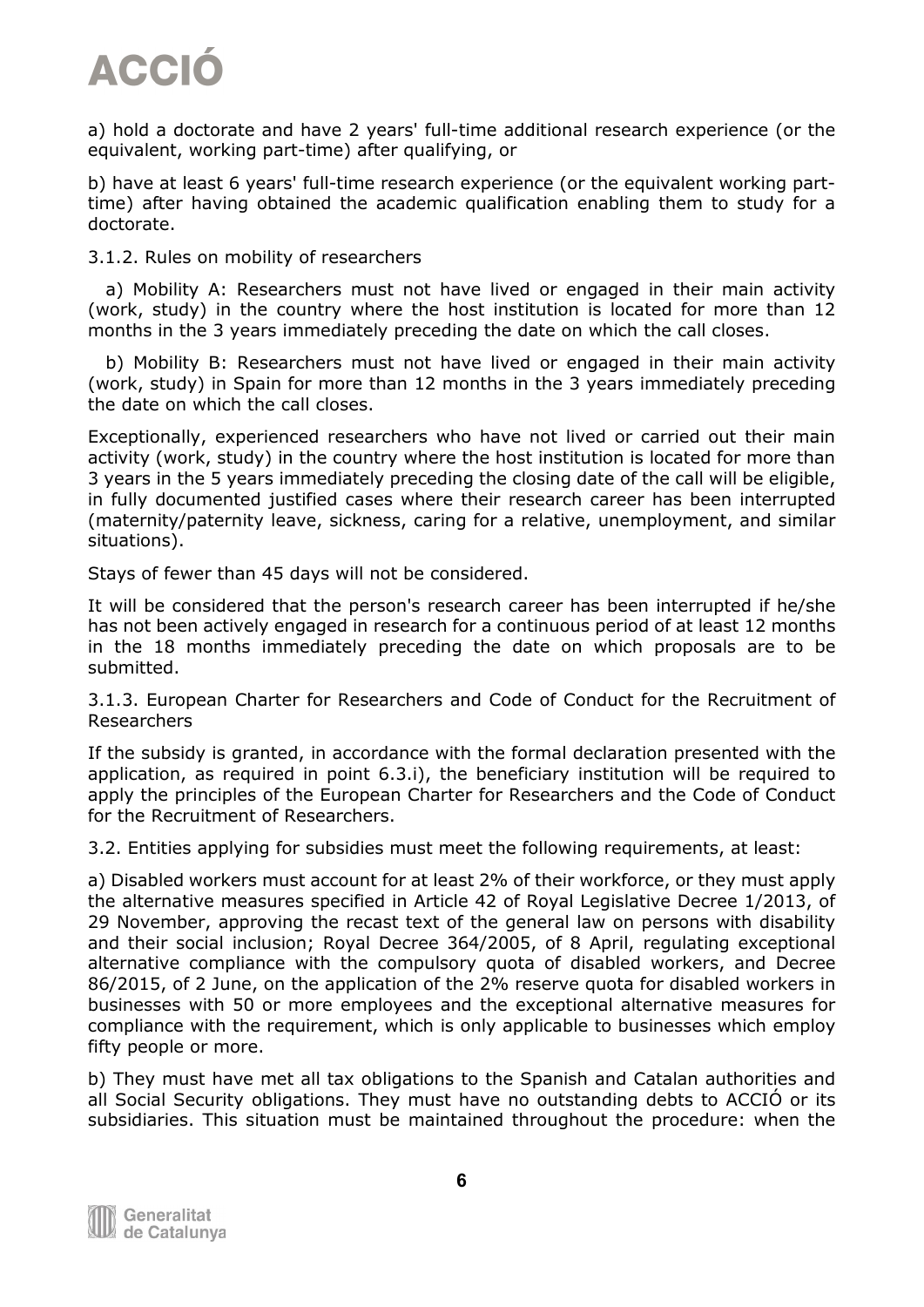a) hold a doctorate and have 2 years' full-time additional research experience (or the equivalent, working part-time) after qualifying, or

b) have at least 6 years' full-time research experience (or the equivalent working part-time) after having obtained the academic qualification enabling them to study for a doctorate.

3.1.2. Rules on mobility of researchers

a) Mobility A: Researchers must not have lived or engaged in their main activity (work, study) in the country where the host institution is located for more than 12 months in the 3 years immediately preceding the date on which the call closes.

b) Mobility B: Researchers must not have lived or engaged in their main activity (work, study) in Spain for more than 12 months in the 3 years immediately preceding the date on which the call closes.

Exceptionally, experienced researchers who have not lived or carried out their main activity (work, study) in the country where the host institution is located for more than 3 years in the 5 years immediately preceding the closing date of the call will be eligible, in fully documented justified cases where their research career has been interrupted (maternity/paternity leave, sickness, caring for a relative, unemployment, and similar situations).

Stays of fewer than 45 days will not be considered.

It will be considered that the person's research career has been interrupted if he/she has not been actively engaged in research for a continuous period of at least 12 months in the 18 months immediately preceding the date on which proposals are to be submitted.

3.1.3. European Charter for Researchers and Code of Conduct for the Recruitment of Researchers

If the subsidy is granted, in accordance with the formal declaration presented with the application, as required in point 6.3.i), the beneficiary institution will be required to apply the principles of the European Charter for Researchers and the Code of Conduct for the Recruitment of Researchers.

3.2. Entities applying for subsidies must meet the following requirements, at least:

a) Disabled workers must account for at least 2% of their workforce, or they must apply the alternative measures specified in Article 42 of Royal Legislative Decree 1/2013, of 29 November, approving the recast text of the general law on persons with disability and their social inclusion; Royal Decree 364/2005, of 8 April, regulating exceptional alternative compliance with the compulsory quota of disabled workers, and Decree 86/2015, of 2 June, on the application of the 2% reserve quota for disabled workers in businesses with 50 or more employees and the exceptional alternative measures for compliance with the requirement, which is only applicable to businesses which employ fifty people or more.

b) They must have met all tax obligations to the Spanish and Catalan authorities and all Social Security obligations. They must have no outstanding debts to ACCIÓ or its subsidiaries. This situation must be maintained throughout the procedure: when the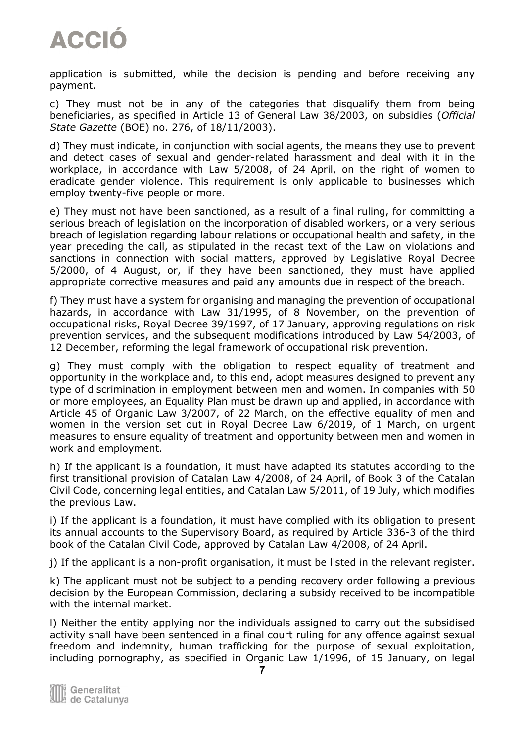application is submitted, while the decision is pending and before receiving any payment.

c) They must not be in any of the categories that disqualify them from being beneficiaries, as specified in Article 13 of General Law 38/2003, on subsidies (*Official State Gazette* (BOE) no. 276, of 18/11/2003).

d) They must indicate, in conjunction with social agents, the means they use to prevent and detect cases of sexual and gender-related harassment and deal with it in the workplace, in accordance with Law 5/2008, of 24 April, on the right of women to eradicate gender violence. This requirement is only applicable to businesses which employ twenty-five people or more.

e) They must not have been sanctioned, as a result of a final ruling, for committing a serious breach of legislation on the incorporation of disabled workers, or a very serious breach of legislation regarding labour relations or occupational health and safety, in the year preceding the call, as stipulated in the recast text of the Law on violations and sanctions in connection with social matters, approved by Legislative Royal Decree 5/2000, of 4 August, or, if they have been sanctioned, they must have applied appropriate corrective measures and paid any amounts due in respect of the breach.

f) They must have a system for organising and managing the prevention of occupational hazards, in accordance with Law 31/1995, of 8 November, on the prevention of occupational risks, Royal Decree 39/1997, of 17 January, approving regulations on risk prevention services, and the subsequent modifications introduced by Law 54/2003, of 12 December, reforming the legal framework of occupational risk prevention.

g) They must comply with the obligation to respect equality of treatment and opportunity in the workplace and, to this end, adopt measures designed to prevent any type of discrimination in employment between men and women. In companies with 50 or more employees, an Equality Plan must be drawn up and applied, in accordance with Article 45 of Organic Law 3/2007, of 22 March, on the effective equality of men and women in the version set out in Royal Decree Law 6/2019, of 1 March, on urgent measures to ensure equality of treatment and opportunity between men and women in work and employment.

h) If the applicant is a foundation, it must have adapted its statutes according to the first transitional provision of Catalan Law 4/2008, of 24 April, of Book 3 of the Catalan Civil Code, concerning legal entities, and Catalan Law 5/2011, of 19 July, which modifies the previous Law.

i) If the applicant is a foundation, it must have complied with its obligation to present its annual accounts to the Supervisory Board, as required by Article 336-3 of the third book of the Catalan Civil Code, approved by Catalan Law 4/2008, of 24 April.

j) If the applicant is a non-profit organisation, it must be listed in the relevant register.

k) The applicant must not be subject to a pending recovery order following a previous decision by the European Commission, declaring a subsidy received to be incompatible with the internal market.

l) Neither the entity applying nor the individuals assigned to carry out the subsidised activity shall have been sentenced in a final court ruling for any offence against sexual freedom and indemnity, human trafficking for the purpose of sexual exploitation, including pornography, as specified in Organic Law 1/1996, of 15 January, on legal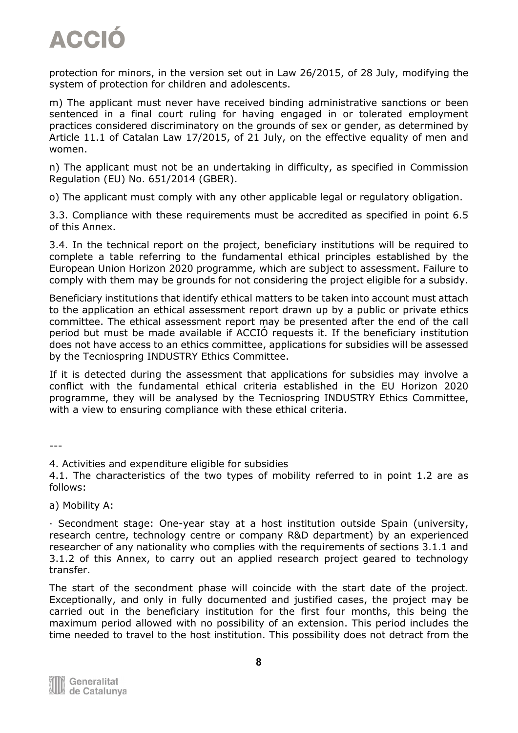protection for minors, in the version set out in Law 26/2015, of 28 July, modifying the system of protection for children and adolescents.

m) The applicant must never have received binding administrative sanctions or been sentenced in a final court ruling for having engaged in or tolerated employment practices considered discriminatory on the grounds of sex or gender, as determined by Article 11.1 of Catalan Law 17/2015, of 21 July, on the effective equality of men and women.

n) The applicant must not be an undertaking in difficulty, as specified in Commission Regulation (EU) No. 651/2014 (GBER).

o) The applicant must comply with any other applicable legal or regulatory obligation.

3.3. Compliance with these requirements must be accredited as specified in point 6.5 of this Annex.

3.4. In the technical report on the project, beneficiary institutions will be required to complete a table referring to the fundamental ethical principles established by the European Union Horizon 2020 programme, which are subject to assessment. Failure to comply with them may be grounds for not considering the project eligible for a subsidy.

Beneficiary institutions that identify ethical matters to be taken into account must attach to the application an ethical assessment report drawn up by a public or private ethics committee. The ethical assessment report may be presented after the end of the call period but must be made available if ACCIÓ requests it. If the beneficiary institution does not have access to an ethics committee, applications for subsidies will be assessed by the Tecniospring INDUSTRY Ethics Committee.

If it is detected during the assessment that applications for subsidies may involve a conflict with the fundamental ethical criteria established in the EU Horizon 2020 programme, they will be analysed by the Tecniospring INDUSTRY Ethics Committee, with a view to ensuring compliance with these ethical criteria.

---

4. Activities and expenditure eligible for subsidies

4.1. The characteristics of the two types of mobility referred to in point 1.2 are as follows:

a) Mobility A:

· Secondment stage: One-year stay at a host institution outside Spain (university, research centre, technology centre or company R&D department) by an experienced researcher of any nationality who complies with the requirements of sections 3.1.1 and 3.1.2 of this Annex, to carry out an applied research project geared to technology transfer.

The start of the secondment phase will coincide with the start date of the project. Exceptionally, and only in fully documented and justified cases, the project may be carried out in the beneficiary institution for the first four months, this being the maximum period allowed with no possibility of an extension. This period includes the time needed to travel to the host institution. This possibility does not detract from the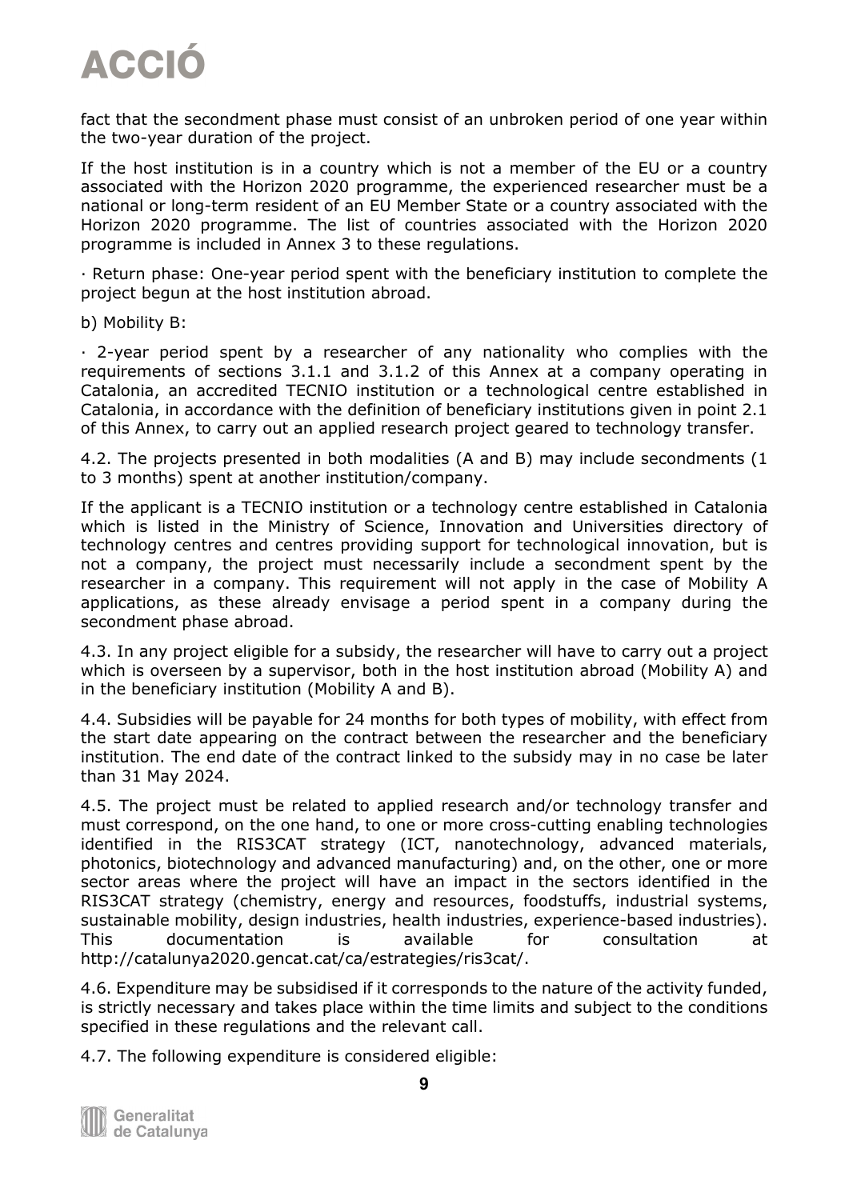fact that the secondment phase must consist of an unbroken period of one year within the two-year duration of the project.

If the host institution is in a country which is not a member of the EU or a country associated with the Horizon 2020 programme, the experienced researcher must be a national or long-term resident of an EU Member State or a country associated with the Horizon 2020 programme. The list of countries associated with the Horizon 2020 programme is included in Annex 3 to these regulations.

· Return phase: One-year period spent with the beneficiary institution to complete the project begun at the host institution abroad.

b) Mobility B:

· 2-year period spent by a researcher of any nationality who complies with the requirements of sections 3.1.1 and 3.1.2 of this Annex at a company operating in Catalonia, an accredited TECNIO institution or a technological centre established in Catalonia, in accordance with the definition of beneficiary institutions given in point 2.1 of this Annex, to carry out an applied research project geared to technology transfer.

4.2. The projects presented in both modalities (A and B) may include secondments (1 to 3 months) spent at another institution/company.

If the applicant is a TECNIO institution or a technology centre established in Catalonia which is listed in the Ministry of Science, Innovation and Universities directory of technology centres and centres providing support for technological innovation, but is not a company, the project must necessarily include a secondment spent by the researcher in a company. This requirement will not apply in the case of Mobility A applications, as these already envisage a period spent in a company during the secondment phase abroad.

4.3. In any project eligible for a subsidy, the researcher will have to carry out a project which is overseen by a supervisor, both in the host institution abroad (Mobility A) and in the beneficiary institution (Mobility A and B).

4.4. Subsidies will be payable for 24 months for both types of mobility, with effect from the start date appearing on the contract between the researcher and the beneficiary institution. The end date of the contract linked to the subsidy may in no case be later than 31 May 2024.

4.5. The project must be related to applied research and/or technology transfer and must correspond, on the one hand, to one or more cross-cutting enabling technologies identified in the RIS3CAT strategy (ICT, nanotechnology, advanced materials, photonics, biotechnology and advanced manufacturing) and, on the other, one or more sector areas where the project will have an impact in the sectors identified in the RIS3CAT strategy (chemistry, energy and resources, foodstuffs, industrial systems, sustainable mobility, design industries, health industries, experience-based industries). This documentation is available for consultation at http://catalunya2020.gencat.cat/ca/estrategies/ris3cat/.

4.6. Expenditure may be subsidised if it corresponds to the nature of the activity funded, is strictly necessary and takes place within the time limits and subject to the conditions specified in these regulations and the relevant call.

4.7. The following expenditure is considered eligible: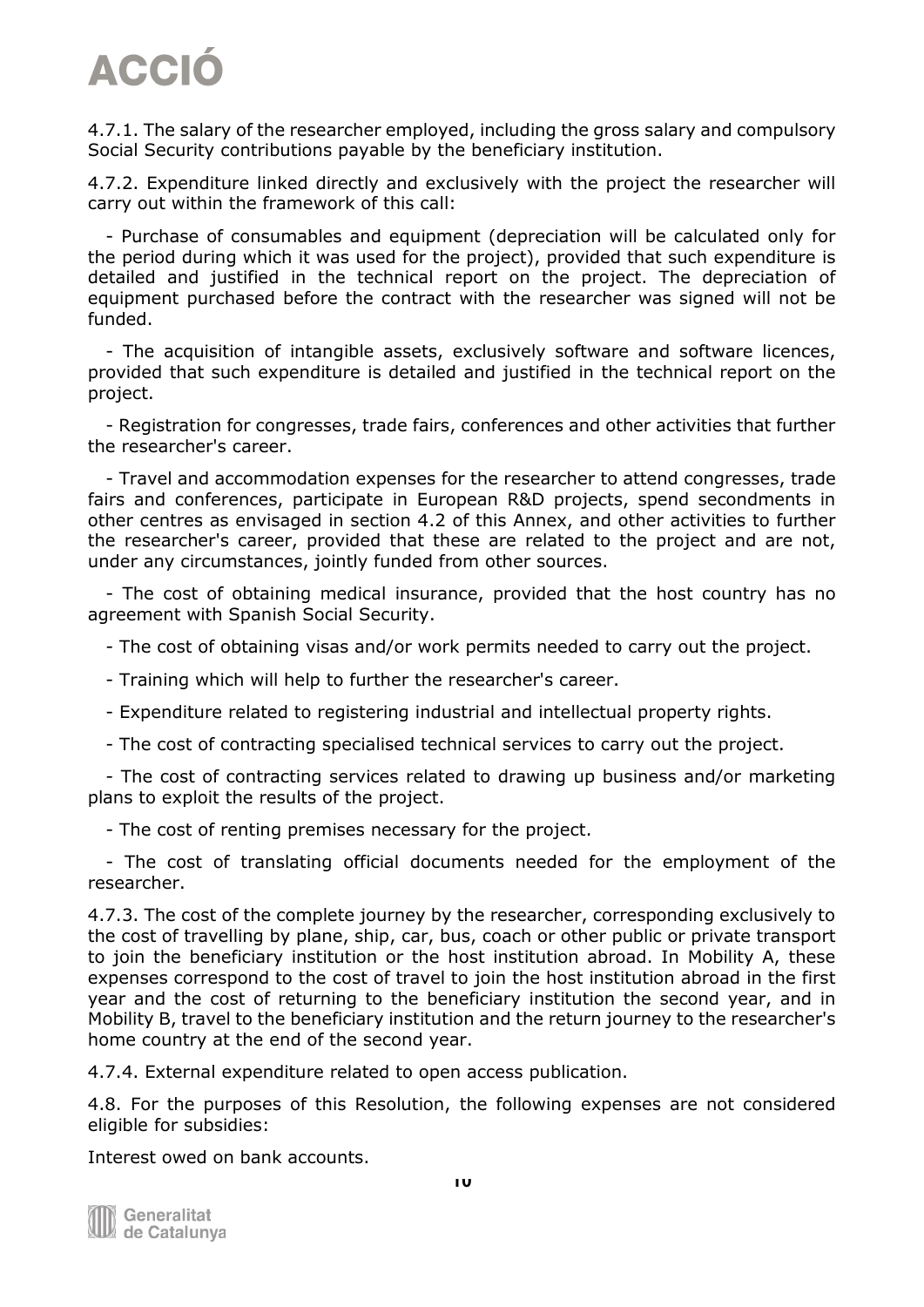4.7.1. The salary of the researcher employed, including the gross salary and compulsory Social Security contributions payable by the beneficiary institution.

4.7.2. Expenditure linked directly and exclusively with the project the researcher will carry out within the framework of this call:

- Purchase of consumables and equipment (depreciation will be calculated only for the period during which it was used for the project), provided that such expenditure is detailed and justified in the technical report on the project. The depreciation of equipment purchased before the contract with the researcher was signed will not be funded.

- The acquisition of intangible assets, exclusively software and software licences, provided that such expenditure is detailed and justified in the technical report on the project.

- Registration for congresses, trade fairs, conferences and other activities that further the researcher's career.

- Travel and accommodation expenses for the researcher to attend congresses, trade fairs and conferences, participate in European R&D projects, spend secondments in other centres as envisaged in section 4.2 of this Annex, and other activities to further the researcher's career, provided that these are related to the project and are not, under any circumstances, jointly funded from other sources.

- The cost of obtaining medical insurance, provided that the host country has no agreement with Spanish Social Security.

- The cost of obtaining visas and/or work permits needed to carry out the project.

- Training which will help to further the researcher's career.

- Expenditure related to registering industrial and intellectual property rights.

- The cost of contracting specialised technical services to carry out the project.

- The cost of contracting services related to drawing up business and/or marketing plans to exploit the results of the project.

- The cost of renting premises necessary for the project.

- The cost of translating official documents needed for the employment of the researcher.

4.7.3. The cost of the complete journey by the researcher, corresponding exclusively to the cost of travelling by plane, ship, car, bus, coach or other public or private transport to join the beneficiary institution or the host institution abroad. In Mobility A, these expenses correspond to the cost of travel to join the host institution abroad in the first year and the cost of returning to the beneficiary institution the second year, and in Mobility B, travel to the beneficiary institution and the return journey to the researcher's home country at the end of the second year.

4.7.4. External expenditure related to open access publication.

4.8. For the purposes of this Resolution, the following expenses are not considered eligible for subsidies:

Interest owed on bank accounts.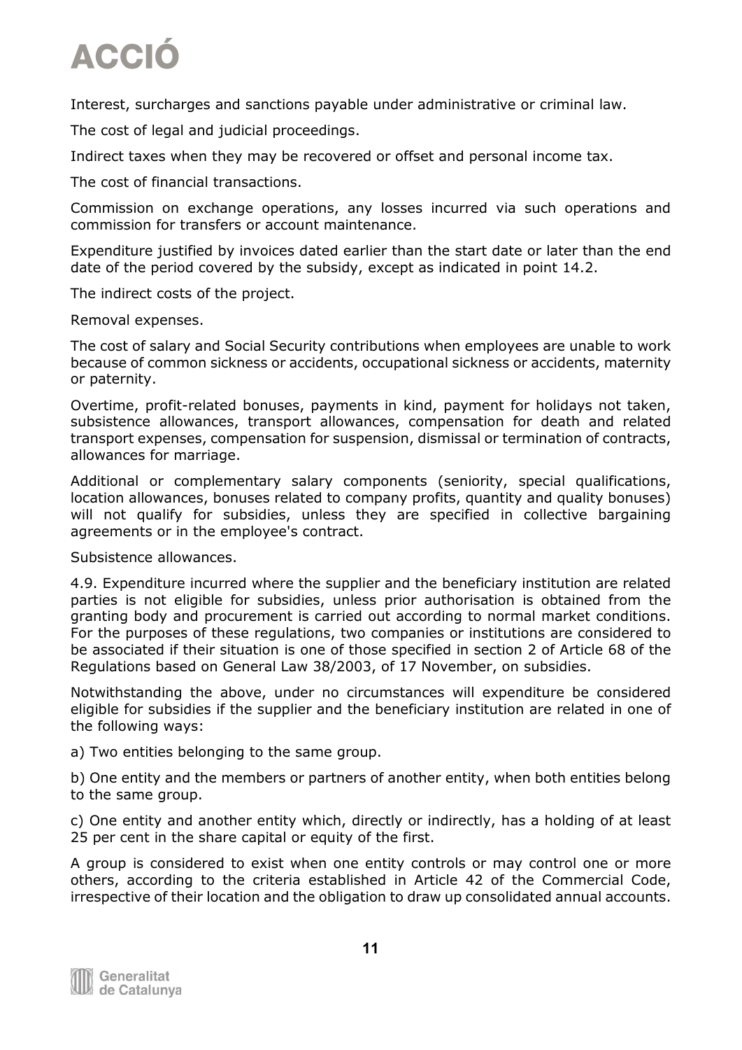Interest, surcharges and sanctions payable under administrative or criminal law.

The cost of legal and judicial proceedings.

Indirect taxes when they may be recovered or offset and personal income tax.

The cost of financial transactions.

Commission on exchange operations, any losses incurred via such operations and commission for transfers or account maintenance.

Expenditure justified by invoices dated earlier than the start date or later than the end date of the period covered by the subsidy, except as indicated in point 14.2.

The indirect costs of the project.

Removal expenses.

The cost of salary and Social Security contributions when employees are unable to work because of common sickness or accidents, occupational sickness or accidents, maternity or paternity.

Overtime, profit-related bonuses, payments in kind, payment for holidays not taken, subsistence allowances, transport allowances, compensation for death and related transport expenses, compensation for suspension, dismissal or termination of contracts, allowances for marriage.

Additional or complementary salary components (seniority, special qualifications, location allowances, bonuses related to company profits, quantity and quality bonuses) will not qualify for subsidies, unless they are specified in collective bargaining agreements or in the employee's contract.

Subsistence allowances.

4.9. Expenditure incurred where the supplier and the beneficiary institution are related parties is not eligible for subsidies, unless prior authorisation is obtained from the granting body and procurement is carried out according to normal market conditions. For the purposes of these regulations, two companies or institutions are considered to be associated if their situation is one of those specified in section 2 of Article 68 of the Regulations based on General Law 38/2003, of 17 November, on subsidies.

Notwithstanding the above, under no circumstances will expenditure be considered eligible for subsidies if the supplier and the beneficiary institution are related in one of the following ways:

a) Two entities belonging to the same group.

b) One entity and the members or partners of another entity, when both entities belong to the same group.

c) One entity and another entity which, directly or indirectly, has a holding of at least 25 per cent in the share capital or equity of the first.

A group is considered to exist when one entity controls or may control one or more others, according to the criteria established in Article 42 of the Commercial Code, irrespective of their location and the obligation to draw up consolidated annual accounts.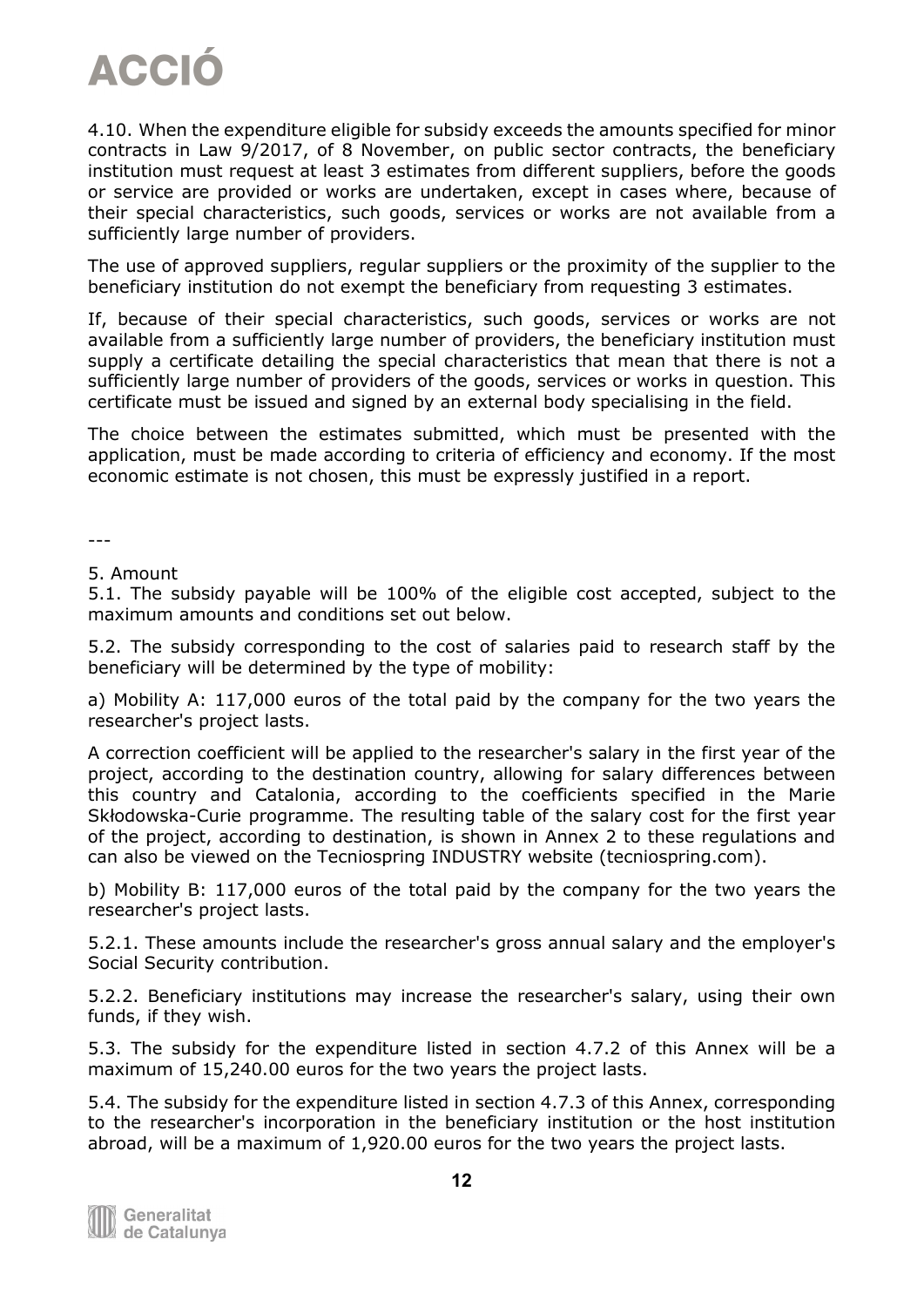4.10. When the expenditure eligible for subsidy exceeds the amounts specified for minor contracts in Law 9/2017, of 8 November, on public sector contracts, the beneficiary institution must request at least 3 estimates from different suppliers, before the goods or service are provided or works are undertaken, except in cases where, because of their special characteristics, such goods, services or works are not available from a sufficiently large number of providers.

The use of approved suppliers, regular suppliers or the proximity of the supplier to the beneficiary institution do not exempt the beneficiary from requesting 3 estimates.

If, because of their special characteristics, such goods, services or works are not available from a sufficiently large number of providers, the beneficiary institution must supply a certificate detailing the special characteristics that mean that there is not a sufficiently large number of providers of the goods, services or works in question. This certificate must be issued and signed by an external body specialising in the field.

The choice between the estimates submitted, which must be presented with the application, must be made according to criteria of efficiency and economy. If the most economic estimate is not chosen, this must be expressly justified in a report.

---

5. Amount

5.1. The subsidy payable will be 100% of the eligible cost accepted, subject to the maximum amounts and conditions set out below.

5.2. The subsidy corresponding to the cost of salaries paid to research staff by the beneficiary will be determined by the type of mobility:

a) Mobility A: 117,000 euros of the total paid by the company for the two years the researcher's project lasts.

A correction coefficient will be applied to the researcher's salary in the first year of the project, according to the destination country, allowing for salary differences between this country and Catalonia, according to the coefficients specified in the Marie Skłodowska-Curie programme. The resulting table of the salary cost for the first year of the project, according to destination, is shown in Annex 2 to these regulations and can also be viewed on the Tecniospring INDUSTRY website (tecniospring.com).

b) Mobility B: 117,000 euros of the total paid by the company for the two years the researcher's project lasts.

5.2.1. These amounts include the researcher's gross annual salary and the employer's Social Security contribution.

5.2.2. Beneficiary institutions may increase the researcher's salary, using their own funds, if they wish.

5.3. The subsidy for the expenditure listed in section 4.7.2 of this Annex will be a maximum of 15,240.00 euros for the two years the project lasts.

5.4. The subsidy for the expenditure listed in section 4.7.3 of this Annex, corresponding to the researcher's incorporation in the beneficiary institution or the host institution abroad, will be a maximum of 1,920.00 euros for the two years the project lasts.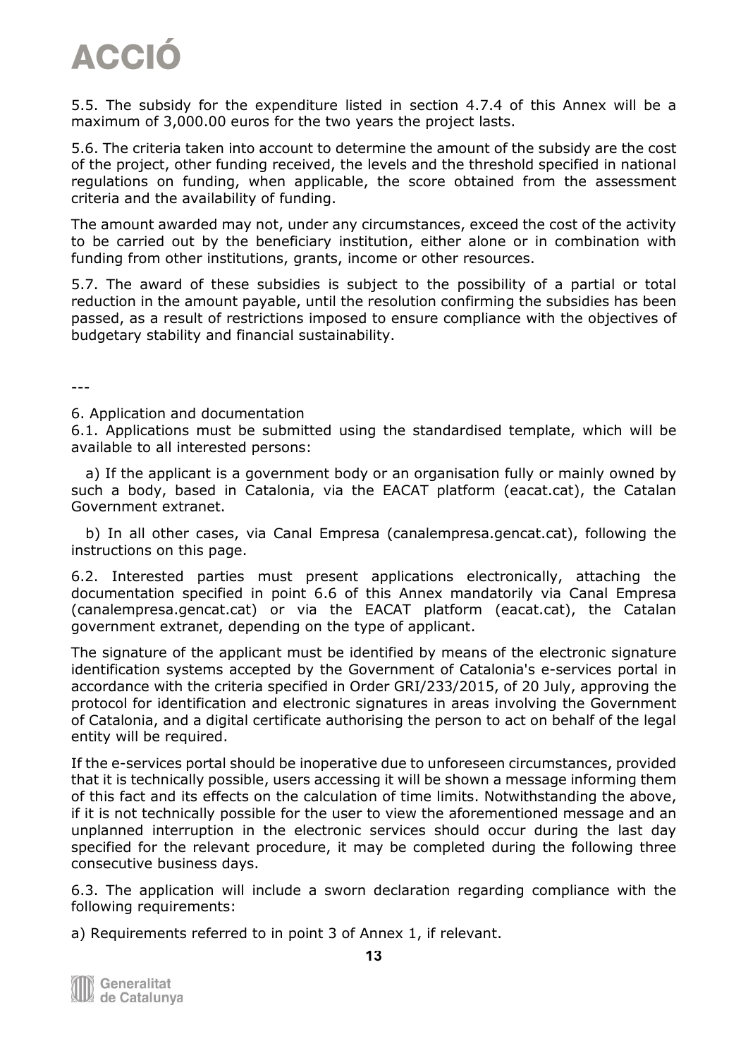5.5. The subsidy for the expenditure listed in section 4.7.4 of this Annex will be a maximum of 3,000.00 euros for the two years the project lasts.

5.6. The criteria taken into account to determine the amount of the subsidy are the cost of the project, other funding received, the levels and the threshold specified in national regulations on funding, when applicable, the score obtained from the assessment criteria and the availability of funding.

The amount awarded may not, under any circumstances, exceed the cost of the activity to be carried out by the beneficiary institution, either alone or in combination with funding from other institutions, grants, income or other resources.

5.7. The award of these subsidies is subject to the possibility of a partial or total reduction in the amount payable, until the resolution confirming the subsidies has been passed, as a result of restrictions imposed to ensure compliance with the objectives of budgetary stability and financial sustainability.

---

6. Application and documentation

6.1. Applications must be submitted using the standardised template, which will be available to all interested persons:

a) If the applicant is a government body or an organisation fully or mainly owned by such a body, based in Catalonia, via the EACAT platform (eacat.cat), the Catalan Government extranet.

b) In all other cases, via Canal Empresa (canalempresa.gencat.cat), following the instructions on this page.

6.2. Interested parties must present applications electronically, attaching the documentation specified in point 6.6 of this Annex mandatorily via Canal Empresa (canalempresa.gencat.cat) or via the EACAT platform (eacat.cat), the Catalan government extranet, depending on the type of applicant.

The signature of the applicant must be identified by means of the electronic signature identification systems accepted by the Government of Catalonia's e-services portal in accordance with the criteria specified in Order GRI/233/2015, of 20 July, approving the protocol for identification and electronic signatures in areas involving the Government of Catalonia, and a digital certificate authorising the person to act on behalf of the legal entity will be required.

If the e-services portal should be inoperative due to unforeseen circumstances, provided that it is technically possible, users accessing it will be shown a message informing them of this fact and its effects on the calculation of time limits. Notwithstanding the above, if it is not technically possible for the user to view the aforementioned message and an unplanned interruption in the electronic services should occur during the last day specified for the relevant procedure, it may be completed during the following three consecutive business days.

6.3. The application will include a sworn declaration regarding compliance with the following requirements:

a) Requirements referred to in point 3 of Annex 1, if relevant.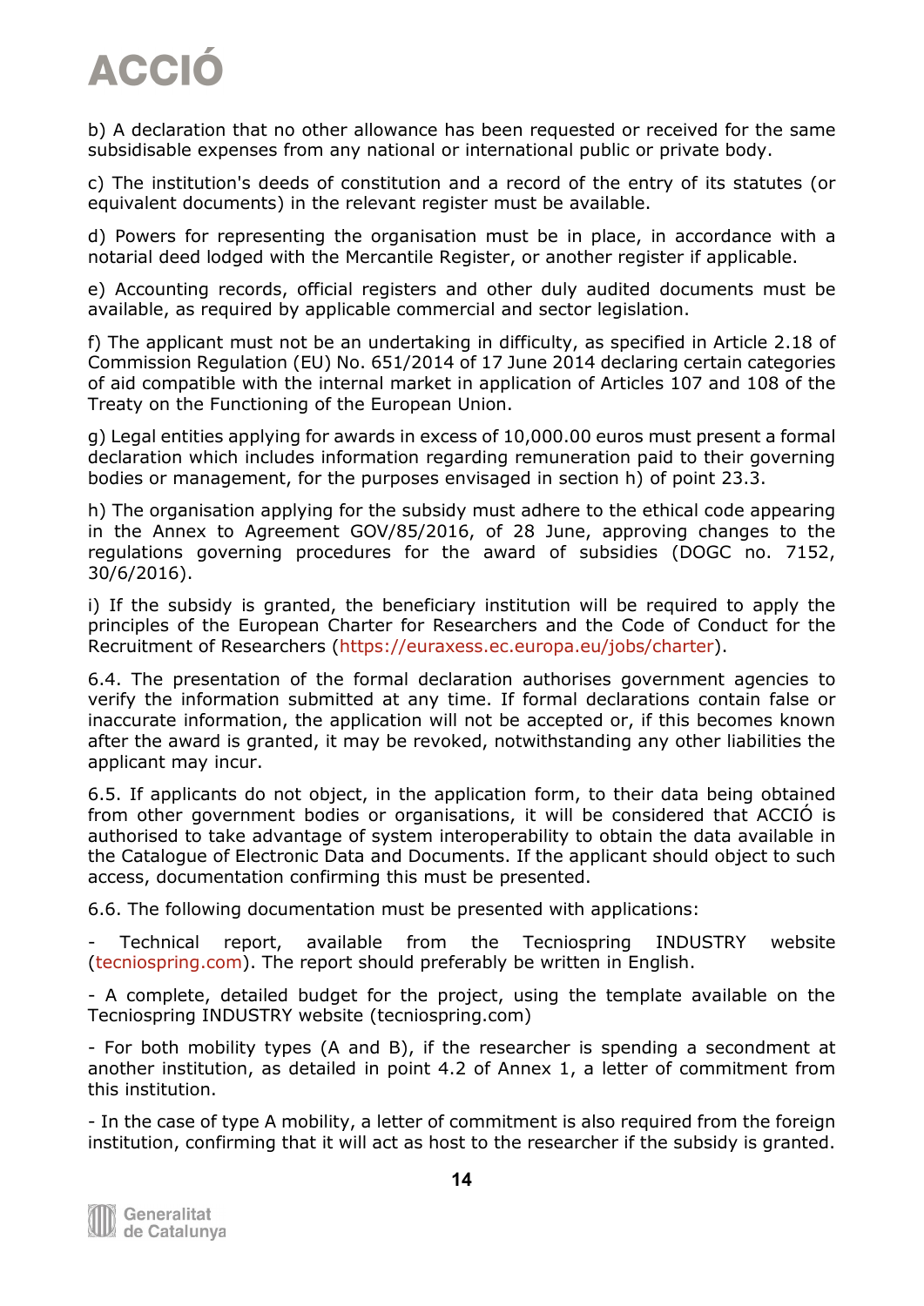b) A declaration that no other allowance has been requested or received for the same subsidisable expenses from any national or international public or private body.

c) The institution's deeds of constitution and a record of the entry of its statutes (or equivalent documents) in the relevant register must be available.

d) Powers for representing the organisation must be in place, in accordance with a notarial deed lodged with the Mercantile Register, or another register if applicable.

e) Accounting records, official registers and other duly audited documents must be available, as required by applicable commercial and sector legislation.

f) The applicant must not be an undertaking in difficulty, as specified in Article 2.18 of Commission Regulation (EU) No. 651/2014 of 17 June 2014 declaring certain categories of aid compatible with the internal market in application of Articles 107 and 108 of the Treaty on the Functioning of the European Union.

g) Legal entities applying for awards in excess of 10,000.00 euros must present a formal declaration which includes information regarding remuneration paid to their governing bodies or management, for the purposes envisaged in section h) of point 23.3.

h) The organisation applying for the subsidy must adhere to the ethical code appearing in the Annex to Agreement GOV/85/2016, of 28 June, approving changes to the regulations governing procedures for the award of subsidies (DOGC no. 7152, 30/6/2016).

i) If the subsidy is granted, the beneficiary institution will be required to apply the principles of the European Charter for Researchers and the Code of Conduct for the Recruitment of Researchers (https://euraxess.ec.europa.eu/jobs/charter).

6.4. The presentation of the formal declaration authorises government agencies to verify the information submitted at any time. If formal declarations contain false or inaccurate information, the application will not be accepted or, if this becomes known after the award is granted, it may be revoked, notwithstanding any other liabilities the applicant may incur.

6.5. If applicants do not object, in the application form, to their data being obtained from other government bodies or organisations, it will be considered that ACCIÓ is authorised to take advantage of system interoperability to obtain the data available in the Catalogue of Electronic Data and Documents. If the applicant should object to such access, documentation confirming this must be presented.

6.6. The following documentation must be presented with applications:

- Technical report, available from the Tecniospring INDUSTRY website (tecniospring.com). The report should preferably be written in English.

- A complete, detailed budget for the project, using the template available on the Tecniospring INDUSTRY website (tecniospring.com)

- For both mobility types (A and B), if the researcher is spending a secondment at another institution, as detailed in point 4.2 of Annex 1, a letter of commitment from this institution.

- In the case of type A mobility, a letter of commitment is also required from the foreign institution, confirming that it will act as host to the researcher if the subsidy is granted.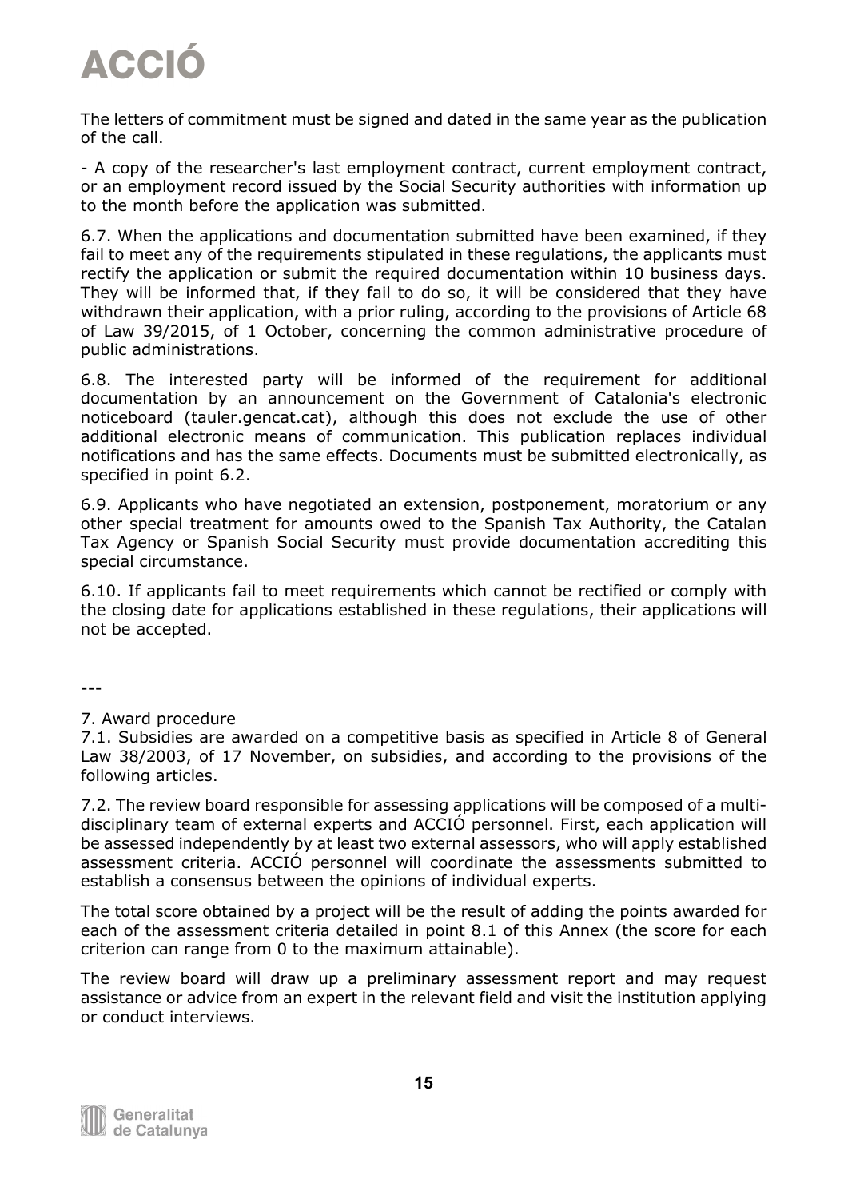The letters of commitment must be signed and dated in the same year as the publication of the call.

- A copy of the researcher's last employment contract, current employment contract, or an employment record issued by the Social Security authorities with information up to the month before the application was submitted.

6.7. When the applications and documentation submitted have been examined, if they fail to meet any of the requirements stipulated in these regulations, the applicants must rectify the application or submit the required documentation within 10 business days. They will be informed that, if they fail to do so, it will be considered that they have withdrawn their application, with a prior ruling, according to the provisions of Article 68 of Law 39/2015, of 1 October, concerning the common administrative procedure of public administrations.

6.8. The interested party will be informed of the requirement for additional documentation by an announcement on the Government of Catalonia's electronic noticeboard (tauler.gencat.cat), although this does not exclude the use of other additional electronic means of communication. This publication replaces individual notifications and has the same effects. Documents must be submitted electronically, as specified in point 6.2.

6.9. Applicants who have negotiated an extension, postponement, moratorium or any other special treatment for amounts owed to the Spanish Tax Authority, the Catalan Tax Agency or Spanish Social Security must provide documentation accrediting this special circumstance.

6.10. If applicants fail to meet requirements which cannot be rectified or comply with the closing date for applications established in these regulations, their applications will not be accepted.

---

7. Award procedure

7.1. Subsidies are awarded on a competitive basis as specified in Article 8 of General Law 38/2003, of 17 November, on subsidies, and according to the provisions of the following articles.

7.2. The review board responsible for assessing applications will be composed of a multi-disciplinary team of external experts and ACCIÓ personnel. First, each application will be assessed independently by at least two external assessors, who will apply established assessment criteria. ACCIÓ personnel will coordinate the assessments submitted to establish a consensus between the opinions of individual experts.

The total score obtained by a project will be the result of adding the points awarded for each of the assessment criteria detailed in point 8.1 of this Annex (the score for each criterion can range from 0 to the maximum attainable).

The review board will draw up a preliminary assessment report and may request assistance or advice from an expert in the relevant field and visit the institution applying or conduct interviews.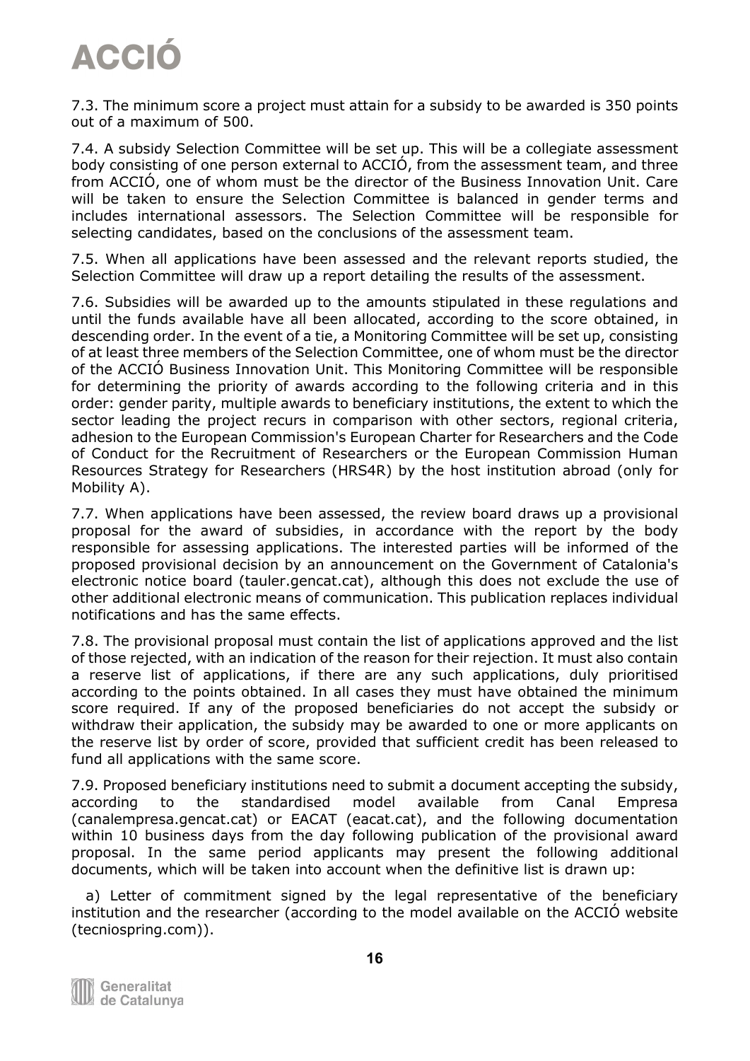7.3. The minimum score a project must attain for a subsidy to be awarded is 350 points out of a maximum of 500.

7.4. A subsidy Selection Committee will be set up. This will be a collegiate assessment body consisting of one person external to ACCIÓ, from the assessment team, and three from ACCIÓ, one of whom must be the director of the Business Innovation Unit. Care will be taken to ensure the Selection Committee is balanced in gender terms and includes international assessors. The Selection Committee will be responsible for selecting candidates, based on the conclusions of the assessment team.

7.5. When all applications have been assessed and the relevant reports studied, the Selection Committee will draw up a report detailing the results of the assessment.

7.6. Subsidies will be awarded up to the amounts stipulated in these regulations and until the funds available have all been allocated, according to the score obtained, in descending order. In the event of a tie, a Monitoring Committee will be set up, consisting of at least three members of the Selection Committee, one of whom must be the director of the ACCIÓ Business Innovation Unit. This Monitoring Committee will be responsible for determining the priority of awards according to the following criteria and in this order: gender parity, multiple awards to beneficiary institutions, the extent to which the sector leading the project recurs in comparison with other sectors, regional criteria, adhesion to the European Commission's European Charter for Researchers and the Code of Conduct for the Recruitment of Researchers or the European Commission Human Resources Strategy for Researchers (HRS4R) by the host institution abroad (only for Mobility A).

7.7. When applications have been assessed, the review board draws up a provisional proposal for the award of subsidies, in accordance with the report by the body responsible for assessing applications. The interested parties will be informed of the proposed provisional decision by an announcement on the Government of Catalonia's electronic notice board (tauler.gencat.cat), although this does not exclude the use of other additional electronic means of communication. This publication replaces individual notifications and has the same effects.

7.8. The provisional proposal must contain the list of applications approved and the list of those rejected, with an indication of the reason for their rejection. It must also contain a reserve list of applications, if there are any such applications, duly prioritised according to the points obtained. In all cases they must have obtained the minimum score required. If any of the proposed beneficiaries do not accept the subsidy or withdraw their application, the subsidy may be awarded to one or more applicants on the reserve list by order of score, provided that sufficient credit has been released to fund all applications with the same score.

7.9. Proposed beneficiary institutions need to submit a document accepting the subsidy, according to the standardised model available from Canal Empresa (canalempresa.gencat.cat) or EACAT (eacat.cat), and the following documentation within 10 business days from the day following publication of the provisional award proposal. In the same period applicants may present the following additional documents, which will be taken into account when the definitive list is drawn up:

a) Letter of commitment signed by the legal representative of the beneficiary institution and the researcher (according to the model available on the ACCIÓ website (tecniospring.com)).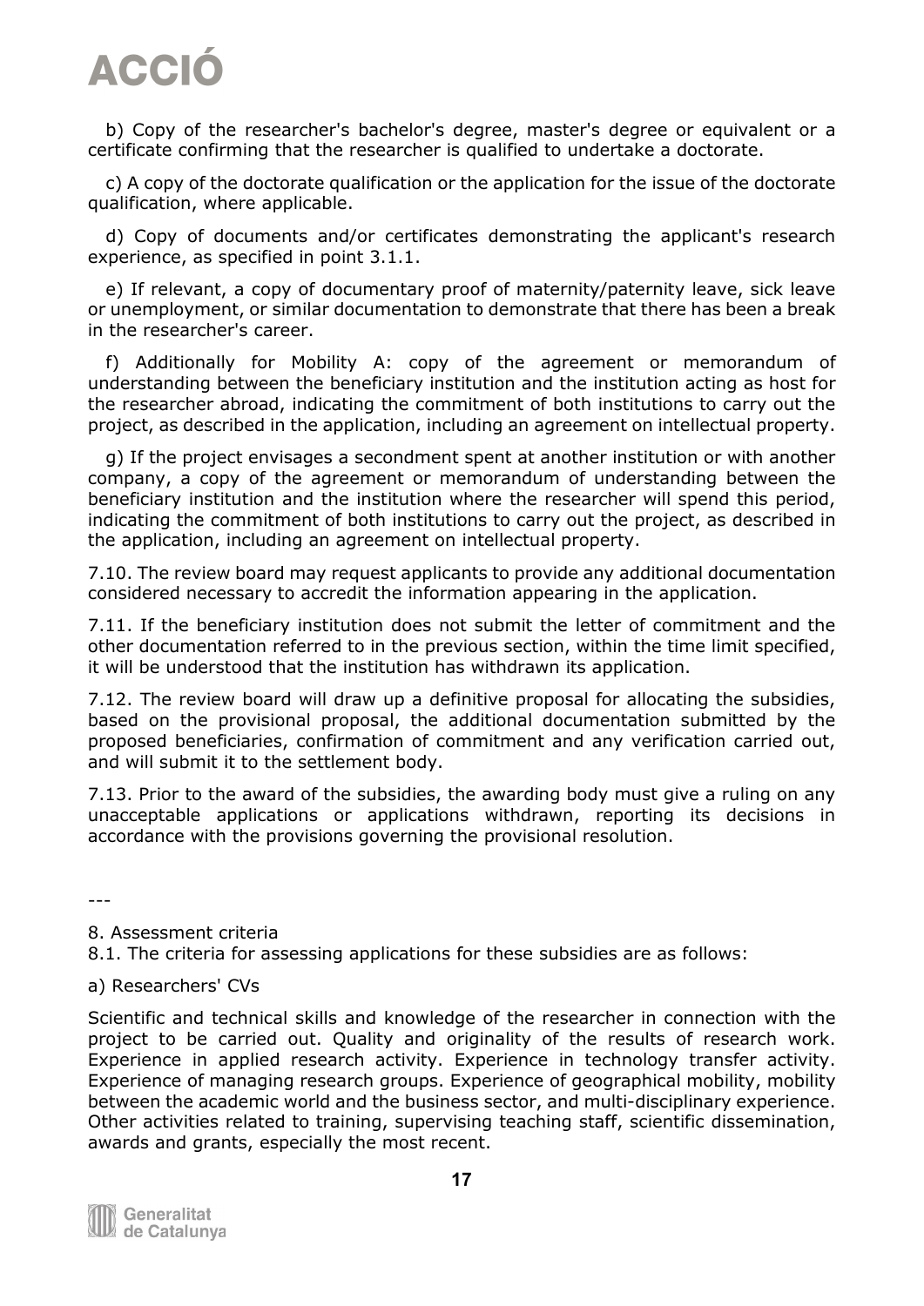b) Copy of the researcher's bachelor's degree, master's degree or equivalent or a certificate confirming that the researcher is qualified to undertake a doctorate.

c) A copy of the doctorate qualification or the application for the issue of the doctorate qualification, where applicable.

d) Copy of documents and/or certificates demonstrating the applicant's research experience, as specified in point 3.1.1.

e) If relevant, a copy of documentary proof of maternity/paternity leave, sick leave or unemployment, or similar documentation to demonstrate that there has been a break in the researcher's career.

f) Additionally for Mobility A: copy of the agreement or memorandum of understanding between the beneficiary institution and the institution acting as host for the researcher abroad, indicating the commitment of both institutions to carry out the project, as described in the application, including an agreement on intellectual property.

g) If the project envisages a secondment spent at another institution or with another company, a copy of the agreement or memorandum of understanding between the beneficiary institution and the institution where the researcher will spend this period, indicating the commitment of both institutions to carry out the project, as described in the application, including an agreement on intellectual property.

7.10. The review board may request applicants to provide any additional documentation considered necessary to accredit the information appearing in the application.

7.11. If the beneficiary institution does not submit the letter of commitment and the other documentation referred to in the previous section, within the time limit specified, it will be understood that the institution has withdrawn its application.

7.12. The review board will draw up a definitive proposal for allocating the subsidies, based on the provisional proposal, the additional documentation submitted by the proposed beneficiaries, confirmation of commitment and any verification carried out, and will submit it to the settlement body.

7.13. Prior to the award of the subsidies, the awarding body must give a ruling on any unacceptable applications or applications withdrawn, reporting its decisions in accordance with the provisions governing the provisional resolution.

---

8. Assessment criteria

8.1. The criteria for assessing applications for these subsidies are as follows:

a) Researchers' CVs

Scientific and technical skills and knowledge of the researcher in connection with the project to be carried out. Quality and originality of the results of research work. Experience in applied research activity. Experience in technology transfer activity. Experience of managing research groups. Experience of geographical mobility, mobility between the academic world and the business sector, and multi-disciplinary experience. Other activities related to training, supervising teaching staff, scientific dissemination, awards and grants, especially the most recent.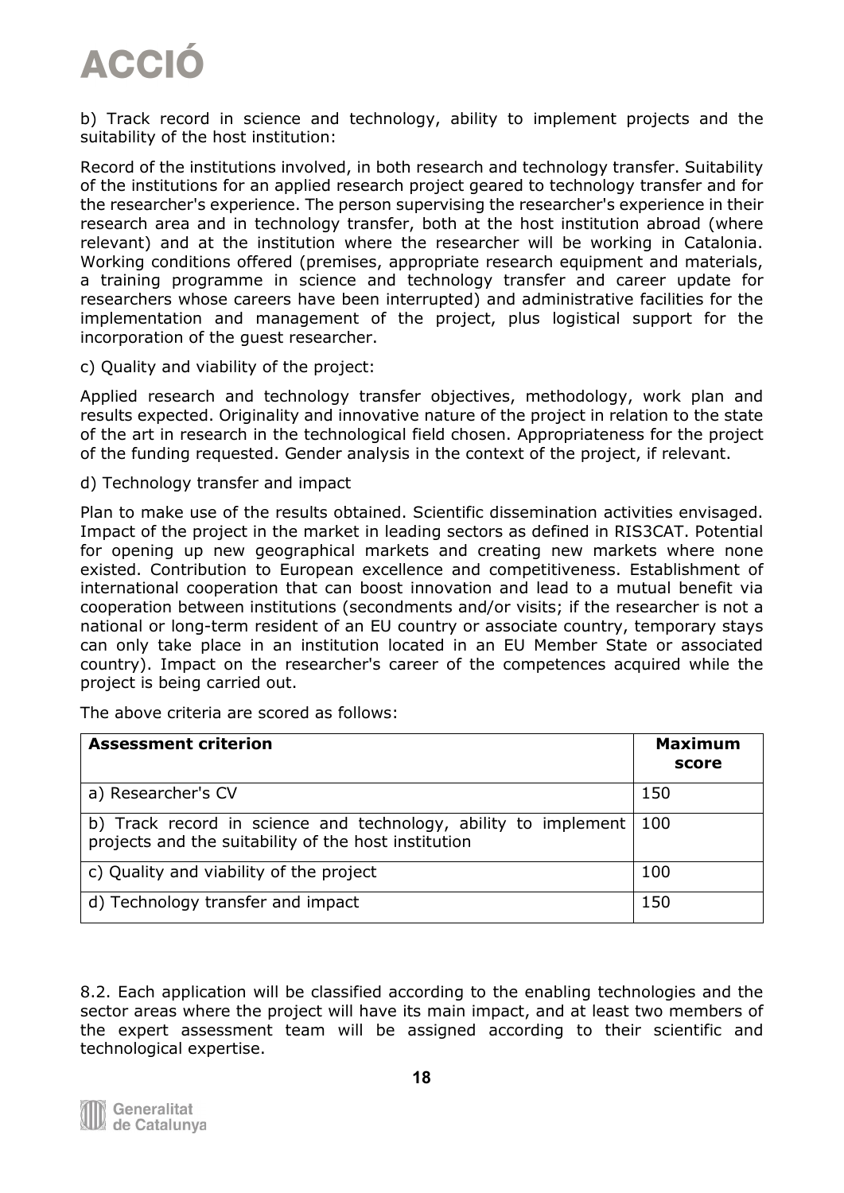b) Track record in science and technology, ability to implement projects and the suitability of the host institution:

Record of the institutions involved, in both research and technology transfer. Suitability of the institutions for an applied research project geared to technology transfer and for the researcher's experience. The person supervising the researcher's experience in their research area and in technology transfer, both at the host institution abroad (where relevant) and at the institution where the researcher will be working in Catalonia. Working conditions offered (premises, appropriate research equipment and materials, a training programme in science and technology transfer and career update for researchers whose careers have been interrupted) and administrative facilities for the implementation and management of the project, plus logistical support for the incorporation of the guest researcher.

c) Quality and viability of the project:

Applied research and technology transfer objectives, methodology, work plan and results expected. Originality and innovative nature of the project in relation to the state of the art in research in the technological field chosen. Appropriateness for the project of the funding requested. Gender analysis in the context of the project, if relevant.

d) Technology transfer and impact

Plan to make use of the results obtained. Scientific dissemination activities envisaged. Impact of the project in the market in leading sectors as defined in RIS3CAT. Potential for opening up new geographical markets and creating new markets where none existed. Contribution to European excellence and competitiveness. Establishment of international cooperation that can boost innovation and lead to a mutual benefit via cooperation between institutions (secondments and/or visits; if the researcher is not a national or long-term resident of an EU country or associate country, temporary stays can only take place in an institution located in an EU Member State or associated country). Impact on the researcher's career of the competences acquired while the project is being carried out.

The above criteria are scored as follows:

| **Assessment criterion** | **Maximum score** |
|---|---|
| a) Researcher's CV | 150 |
| b) Track record in science and technology, ability to implement projects and the suitability of the host institution | 100 |
| c) Quality and viability of the project | 100 |
| d) Technology transfer and impact | 150 |

8.2. Each application will be classified according to the enabling technologies and the sector areas where the project will have its main impact, and at least two members of the expert assessment team will be assigned according to their scientific and technological expertise.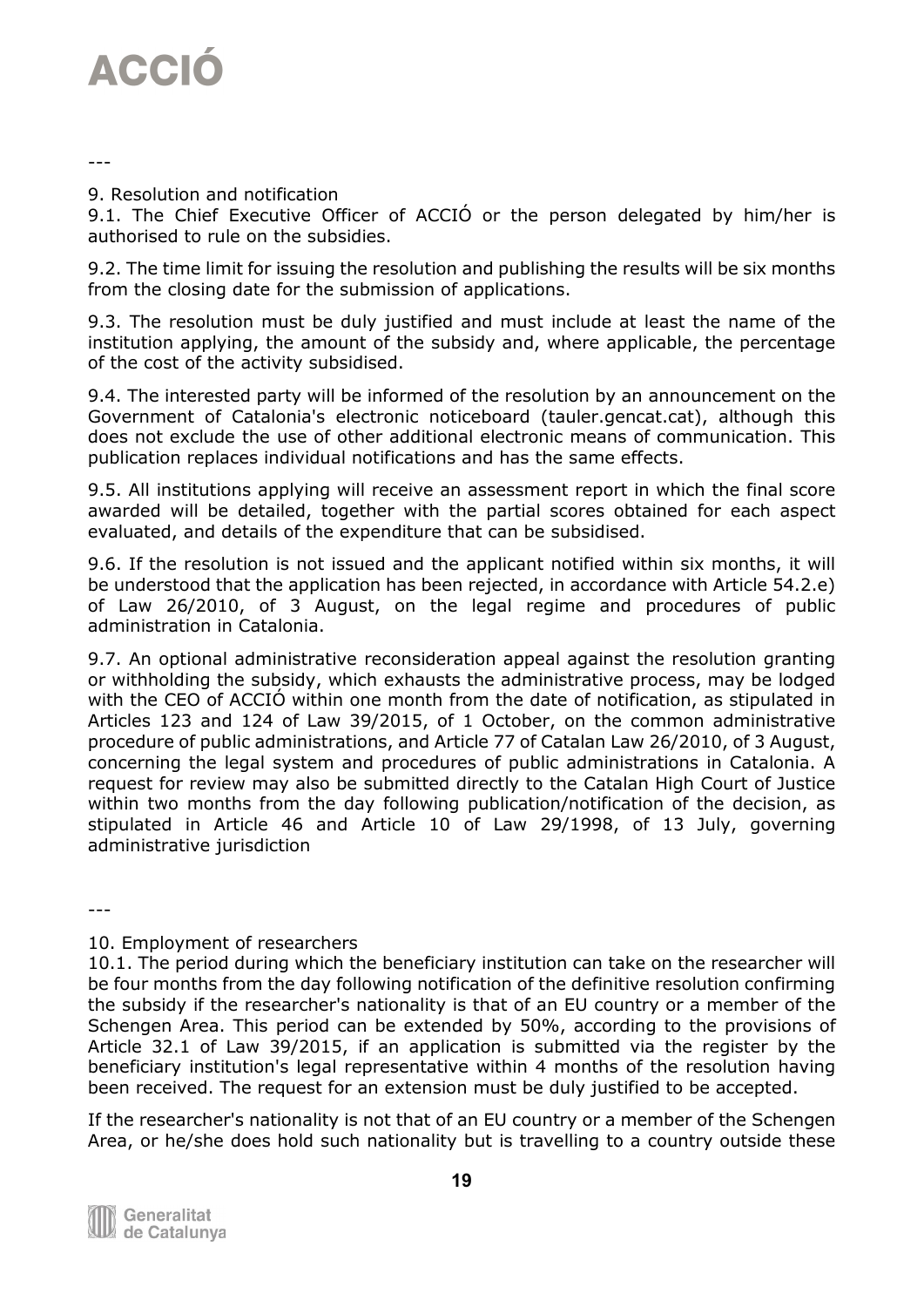---

## 9. Resolution and notification

9.1. The Chief Executive Officer of ACCIÓ or the person delegated by him/her is authorised to rule on the subsidies.

9.2. The time limit for issuing the resolution and publishing the results will be six months from the closing date for the submission of applications.

9.3. The resolution must be duly justified and must include at least the name of the institution applying, the amount of the subsidy and, where applicable, the percentage of the cost of the activity subsidised.

9.4. The interested party will be informed of the resolution by an announcement on the Government of Catalonia's electronic noticeboard (tauler.gencat.cat), although this does not exclude the use of other additional electronic means of communication. This publication replaces individual notifications and has the same effects.

9.5. All institutions applying will receive an assessment report in which the final score awarded will be detailed, together with the partial scores obtained for each aspect evaluated, and details of the expenditure that can be subsidised.

9.6. If the resolution is not issued and the applicant notified within six months, it will be understood that the application has been rejected, in accordance with Article 54.2.e) of Law 26/2010, of 3 August, on the legal regime and procedures of public administration in Catalonia.

9.7. An optional administrative reconsideration appeal against the resolution granting or withholding the subsidy, which exhausts the administrative process, may be lodged with the CEO of ACCIÓ within one month from the date of notification, as stipulated in Articles 123 and 124 of Law 39/2015, of 1 October, on the common administrative procedure of public administrations, and Article 77 of Catalan Law 26/2010, of 3 August, concerning the legal system and procedures of public administrations in Catalonia. A request for review may also be submitted directly to the Catalan High Court of Justice within two months from the day following publication/notification of the decision, as stipulated in Article 46 and Article 10 of Law 29/1998, of 13 July, governing administrative jurisdiction

---

## 10. Employment of researchers

10.1. The period during which the beneficiary institution can take on the researcher will be four months from the day following notification of the definitive resolution confirming the subsidy if the researcher's nationality is that of an EU country or a member of the Schengen Area. This period can be extended by 50%, according to the provisions of Article 32.1 of Law 39/2015, if an application is submitted via the register by the beneficiary institution's legal representative within 4 months of the resolution having been received. The request for an extension must be duly justified to be accepted.

If the researcher's nationality is not that of an EU country or a member of the Schengen Area, or he/she does hold such nationality but is travelling to a country outside these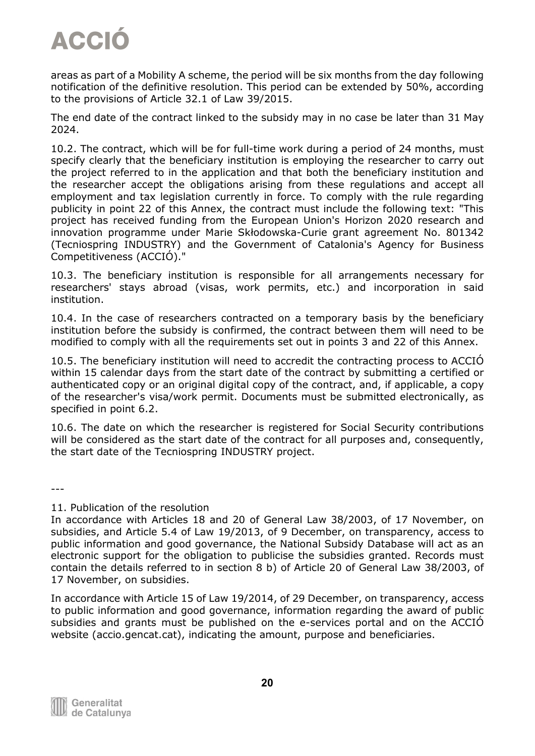areas as part of a Mobility A scheme, the period will be six months from the day following notification of the definitive resolution. This period can be extended by 50%, according to the provisions of Article 32.1 of Law 39/2015.

The end date of the contract linked to the subsidy may in no case be later than 31 May 2024.

10.2. The contract, which will be for full-time work during a period of 24 months, must specify clearly that the beneficiary institution is employing the researcher to carry out the project referred to in the application and that both the beneficiary institution and the researcher accept the obligations arising from these regulations and accept all employment and tax legislation currently in force. To comply with the rule regarding publicity in point 22 of this Annex, the contract must include the following text: "This project has received funding from the European Union's Horizon 2020 research and innovation programme under Marie Skłodowska-Curie grant agreement No. 801342 (Tecniospring INDUSTRY) and the Government of Catalonia's Agency for Business Competitiveness (ACCIÓ)."

10.3. The beneficiary institution is responsible for all arrangements necessary for researchers' stays abroad (visas, work permits, etc.) and incorporation in said institution.

10.4. In the case of researchers contracted on a temporary basis by the beneficiary institution before the subsidy is confirmed, the contract between them will need to be modified to comply with all the requirements set out in points 3 and 22 of this Annex.

10.5. The beneficiary institution will need to accredit the contracting process to ACCIÓ within 15 calendar days from the start date of the contract by submitting a certified or authenticated copy or an original digital copy of the contract, and, if applicable, a copy of the researcher's visa/work permit. Documents must be submitted electronically, as specified in point 6.2.

10.6. The date on which the researcher is registered for Social Security contributions will be considered as the start date of the contract for all purposes and, consequently, the start date of the Tecniospring INDUSTRY project.

---

11. Publication of the resolution

In accordance with Articles 18 and 20 of General Law 38/2003, of 17 November, on subsidies, and Article 5.4 of Law 19/2013, of 9 December, on transparency, access to public information and good governance, the National Subsidy Database will act as an electronic support for the obligation to publicise the subsidies granted. Records must contain the details referred to in section 8 b) of Article 20 of General Law 38/2003, of 17 November, on subsidies.

In accordance with Article 15 of Law 19/2014, of 29 December, on transparency, access to public information and good governance, information regarding the award of public subsidies and grants must be published on the e-services portal and on the ACCIÓ website (accio.gencat.cat), indicating the amount, purpose and beneficiaries.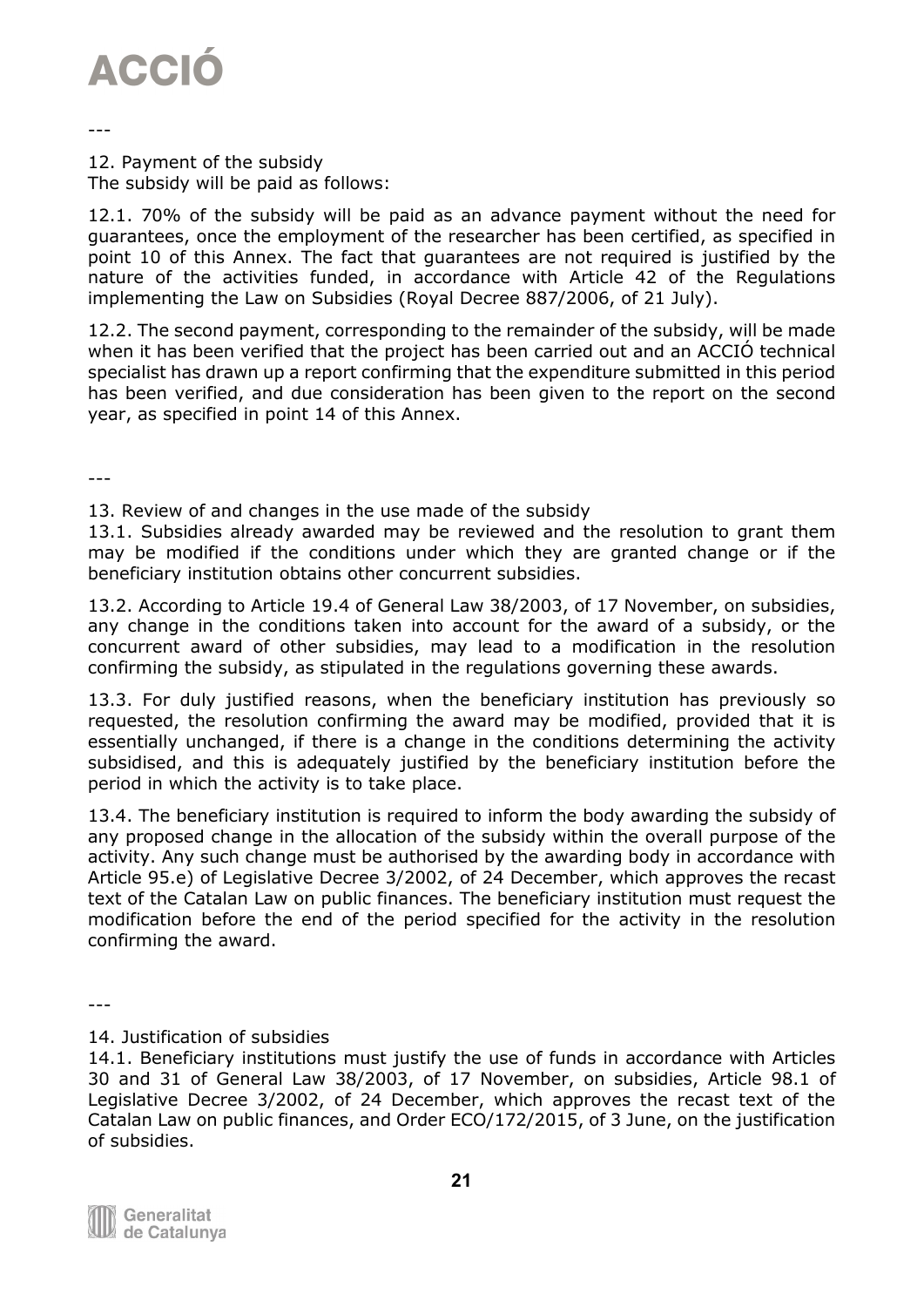---

## 12. Payment of the subsidy

The subsidy will be paid as follows:

12.1. 70% of the subsidy will be paid as an advance payment without the need for guarantees, once the employment of the researcher has been certified, as specified in point 10 of this Annex. The fact that guarantees are not required is justified by the nature of the activities funded, in accordance with Article 42 of the Regulations implementing the Law on Subsidies (Royal Decree 887/2006, of 21 July).

12.2. The second payment, corresponding to the remainder of the subsidy, will be made when it has been verified that the project has been carried out and an ACCIÓ technical specialist has drawn up a report confirming that the expenditure submitted in this period has been verified, and due consideration has been given to the report on the second year, as specified in point 14 of this Annex.

---

## 13. Review of and changes in the use made of the subsidy

13.1. Subsidies already awarded may be reviewed and the resolution to grant them may be modified if the conditions under which they are granted change or if the beneficiary institution obtains other concurrent subsidies.

13.2. According to Article 19.4 of General Law 38/2003, of 17 November, on subsidies, any change in the conditions taken into account for the award of a subsidy, or the concurrent award of other subsidies, may lead to a modification in the resolution confirming the subsidy, as stipulated in the regulations governing these awards.

13.3. For duly justified reasons, when the beneficiary institution has previously so requested, the resolution confirming the award may be modified, provided that it is essentially unchanged, if there is a change in the conditions determining the activity subsidised, and this is adequately justified by the beneficiary institution before the period in which the activity is to take place.

13.4. The beneficiary institution is required to inform the body awarding the subsidy of any proposed change in the allocation of the subsidy within the overall purpose of the activity. Any such change must be authorised by the awarding body in accordance with Article 95.e) of Legislative Decree 3/2002, of 24 December, which approves the recast text of the Catalan Law on public finances. The beneficiary institution must request the modification before the end of the period specified for the activity in the resolution confirming the award.

---

## 14. Justification of subsidies

14.1. Beneficiary institutions must justify the use of funds in accordance with Articles 30 and 31 of General Law 38/2003, of 17 November, on subsidies, Article 98.1 of Legislative Decree 3/2002, of 24 December, which approves the recast text of the Catalan Law on public finances, and Order ECO/172/2015, of 3 June, on the justification of subsidies.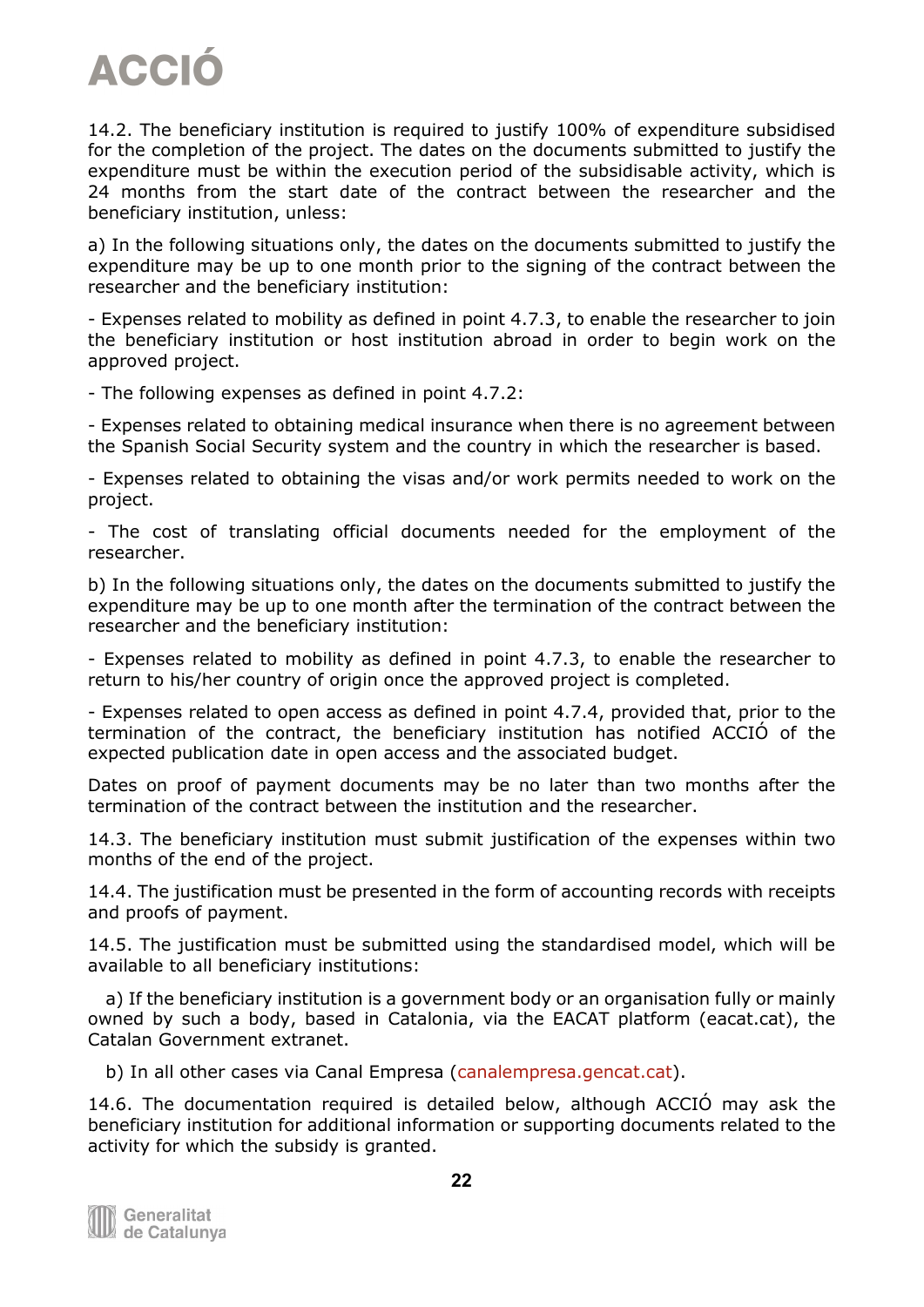14.2. The beneficiary institution is required to justify 100% of expenditure subsidised for the completion of the project. The dates on the documents submitted to justify the expenditure must be within the execution period of the subsidisable activity, which is 24 months from the start date of the contract between the researcher and the beneficiary institution, unless:

a) In the following situations only, the dates on the documents submitted to justify the expenditure may be up to one month prior to the signing of the contract between the researcher and the beneficiary institution:

- Expenses related to mobility as defined in point 4.7.3, to enable the researcher to join the beneficiary institution or host institution abroad in order to begin work on the approved project.

- The following expenses as defined in point 4.7.2:

- Expenses related to obtaining medical insurance when there is no agreement between the Spanish Social Security system and the country in which the researcher is based.

- Expenses related to obtaining the visas and/or work permits needed to work on the project.

- The cost of translating official documents needed for the employment of the researcher.

b) In the following situations only, the dates on the documents submitted to justify the expenditure may be up to one month after the termination of the contract between the researcher and the beneficiary institution:

- Expenses related to mobility as defined in point 4.7.3, to enable the researcher to return to his/her country of origin once the approved project is completed.

- Expenses related to open access as defined in point 4.7.4, provided that, prior to the termination of the contract, the beneficiary institution has notified ACCIÓ of the expected publication date in open access and the associated budget.

Dates on proof of payment documents may be no later than two months after the termination of the contract between the institution and the researcher.

14.3. The beneficiary institution must submit justification of the expenses within two months of the end of the project.

14.4. The justification must be presented in the form of accounting records with receipts and proofs of payment.

14.5. The justification must be submitted using the standardised model, which will be available to all beneficiary institutions:

a) If the beneficiary institution is a government body or an organisation fully or mainly owned by such a body, based in Catalonia, via the EACAT platform (eacat.cat), the Catalan Government extranet.

b) In all other cases via Canal Empresa (canalempresa.gencat.cat).

14.6. The documentation required is detailed below, although ACCIÓ may ask the beneficiary institution for additional information or supporting documents related to the activity for which the subsidy is granted.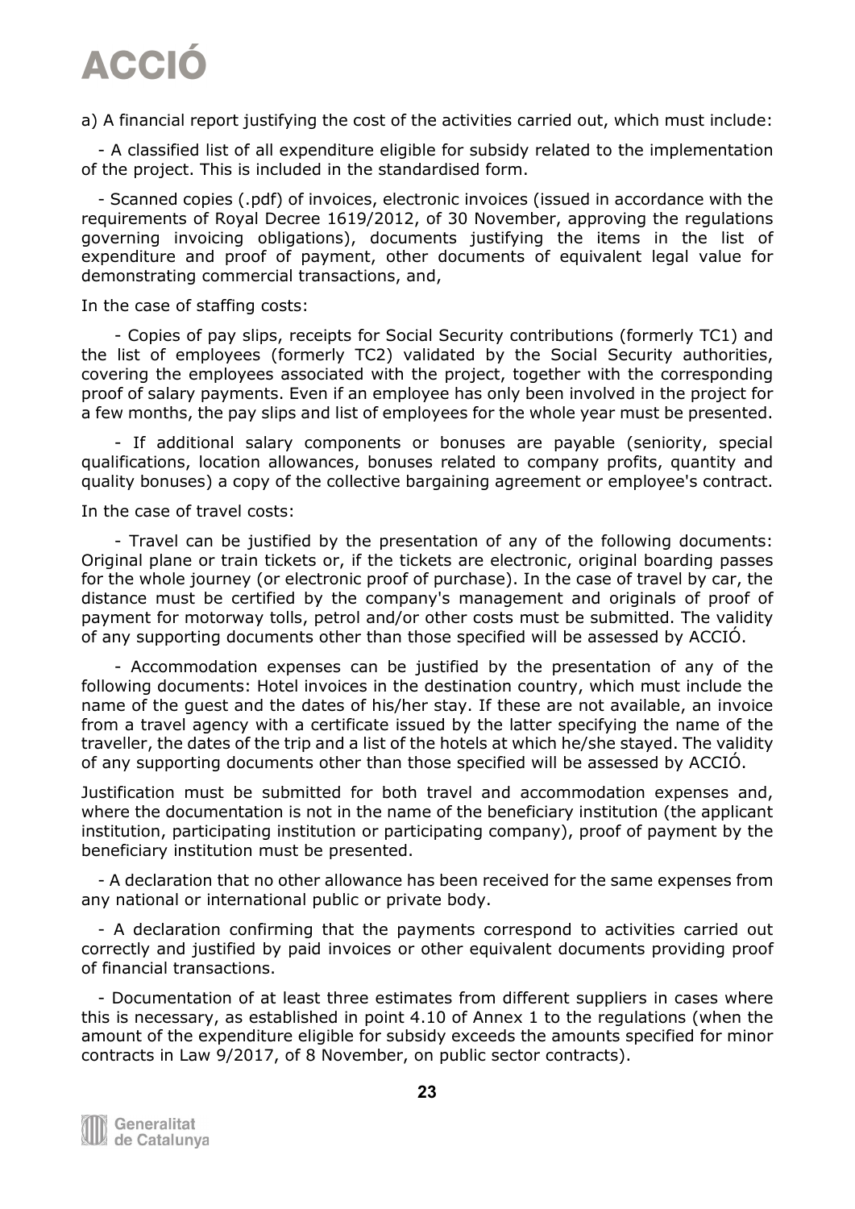a) A financial report justifying the cost of the activities carried out, which must include:

- A classified list of all expenditure eligible for subsidy related to the implementation of the project. This is included in the standardised form.
- Scanned copies (.pdf) of invoices, electronic invoices (issued in accordance with the requirements of Royal Decree 1619/2012, of 30 November, approving the regulations governing invoicing obligations), documents justifying the items in the list of expenditure and proof of payment, other documents of equivalent legal value for demonstrating commercial transactions, and,

In the case of staffing costs:

- Copies of pay slips, receipts for Social Security contributions (formerly TC1) and the list of employees (formerly TC2) validated by the Social Security authorities, covering the employees associated with the project, together with the corresponding proof of salary payments. Even if an employee has only been involved in the project for a few months, the pay slips and list of employees for the whole year must be presented.
- If additional salary components or bonuses are payable (seniority, special qualifications, location allowances, bonuses related to company profits, quantity and quality bonuses) a copy of the collective bargaining agreement or employee's contract.

In the case of travel costs:

- Travel can be justified by the presentation of any of the following documents: Original plane or train tickets or, if the tickets are electronic, original boarding passes for the whole journey (or electronic proof of purchase). In the case of travel by car, the distance must be certified by the company's management and originals of proof of payment for motorway tolls, petrol and/or other costs must be submitted. The validity of any supporting documents other than those specified will be assessed by ACCIÓ.
- Accommodation expenses can be justified by the presentation of any of the following documents: Hotel invoices in the destination country, which must include the name of the guest and the dates of his/her stay. If these are not available, an invoice from a travel agency with a certificate issued by the latter specifying the name of the traveller, the dates of the trip and a list of the hotels at which he/she stayed. The validity of any supporting documents other than those specified will be assessed by ACCIÓ.

Justification must be submitted for both travel and accommodation expenses and, where the documentation is not in the name of the beneficiary institution (the applicant institution, participating institution or participating company), proof of payment by the beneficiary institution must be presented.

- A declaration that no other allowance has been received for the same expenses from any national or international public or private body.
- A declaration confirming that the payments correspond to activities carried out correctly and justified by paid invoices or other equivalent documents providing proof of financial transactions.
- Documentation of at least three estimates from different suppliers in cases where this is necessary, as established in point 4.10 of Annex 1 to the regulations (when the amount of the expenditure eligible for subsidy exceeds the amounts specified for minor contracts in Law 9/2017, of 8 November, on public sector contracts).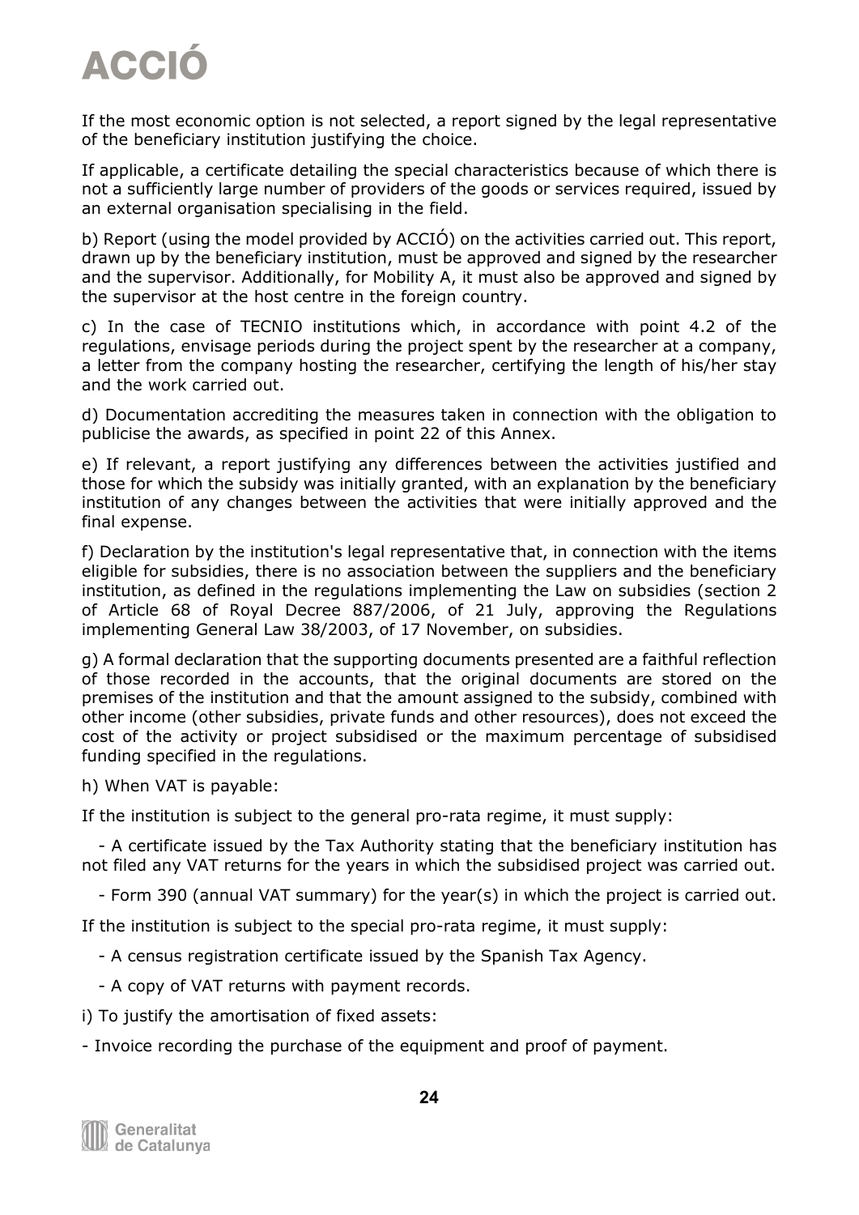If the most economic option is not selected, a report signed by the legal representative of the beneficiary institution justifying the choice.

If applicable, a certificate detailing the special characteristics because of which there is not a sufficiently large number of providers of the goods or services required, issued by an external organisation specialising in the field.

b) Report (using the model provided by ACCIÓ) on the activities carried out. This report, drawn up by the beneficiary institution, must be approved and signed by the researcher and the supervisor. Additionally, for Mobility A, it must also be approved and signed by the supervisor at the host centre in the foreign country.

c) In the case of TECNIO institutions which, in accordance with point 4.2 of the regulations, envisage periods during the project spent by the researcher at a company, a letter from the company hosting the researcher, certifying the length of his/her stay and the work carried out.

d) Documentation accrediting the measures taken in connection with the obligation to publicise the awards, as specified in point 22 of this Annex.

e) If relevant, a report justifying any differences between the activities justified and those for which the subsidy was initially granted, with an explanation by the beneficiary institution of any changes between the activities that were initially approved and the final expense.

f) Declaration by the institution's legal representative that, in connection with the items eligible for subsidies, there is no association between the suppliers and the beneficiary institution, as defined in the regulations implementing the Law on subsidies (section 2 of Article 68 of Royal Decree 887/2006, of 21 July, approving the Regulations implementing General Law 38/2003, of 17 November, on subsidies.

g) A formal declaration that the supporting documents presented are a faithful reflection of those recorded in the accounts, that the original documents are stored on the premises of the institution and that the amount assigned to the subsidy, combined with other income (other subsidies, private funds and other resources), does not exceed the cost of the activity or project subsidised or the maximum percentage of subsidised funding specified in the regulations.

h) When VAT is payable:

If the institution is subject to the general pro-rata regime, it must supply:

- A certificate issued by the Tax Authority stating that the beneficiary institution has not filed any VAT returns for the years in which the subsidised project was carried out.
- Form 390 (annual VAT summary) for the year(s) in which the project is carried out.

If the institution is subject to the special pro-rata regime, it must supply:

- A census registration certificate issued by the Spanish Tax Agency.
- A copy of VAT returns with payment records.

i) To justify the amortisation of fixed assets:

- Invoice recording the purchase of the equipment and proof of payment.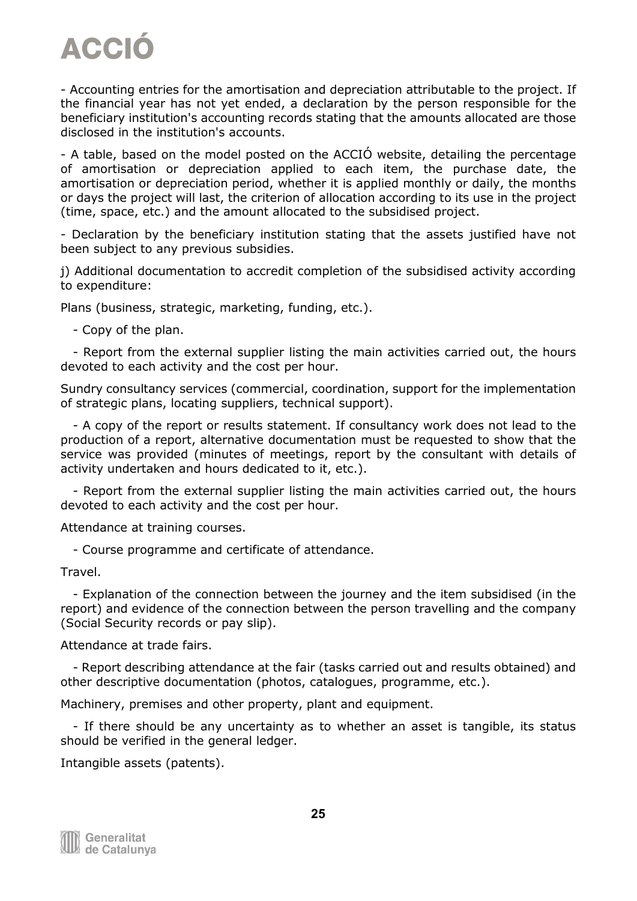- Accounting entries for the amortisation and depreciation attributable to the project. If the financial year has not yet ended, a declaration by the person responsible for the beneficiary institution's accounting records stating that the amounts allocated are those disclosed in the institution's accounts.

- A table, based on the model posted on the ACCIÓ website, detailing the percentage of amortisation or depreciation applied to each item, the purchase date, the amortisation or depreciation period, whether it is applied monthly or daily, the months or days the project will last, the criterion of allocation according to its use in the project (time, space, etc.) and the amount allocated to the subsidised project.

- Declaration by the beneficiary institution stating that the assets justified have not been subject to any previous subsidies.

j) Additional documentation to accredit completion of the subsidised activity according to expenditure:

Plans (business, strategic, marketing, funding, etc.).

- Copy of the plan.
- Report from the external supplier listing the main activities carried out, the hours devoted to each activity and the cost per hour.

Sundry consultancy services (commercial, coordination, support for the implementation of strategic plans, locating suppliers, technical support).

- A copy of the report or results statement. If consultancy work does not lead to the production of a report, alternative documentation must be requested to show that the service was provided (minutes of meetings, report by the consultant with details of activity undertaken and hours dedicated to it, etc.).
- Report from the external supplier listing the main activities carried out, the hours devoted to each activity and the cost per hour.

Attendance at training courses.

- Course programme and certificate of attendance.

Travel.

- Explanation of the connection between the journey and the item subsidised (in the report) and evidence of the connection between the person travelling and the company (Social Security records or pay slip).

Attendance at trade fairs.

- Report describing attendance at the fair (tasks carried out and results obtained) and other descriptive documentation (photos, catalogues, programme, etc.).

Machinery, premises and other property, plant and equipment.

- If there should be any uncertainty as to whether an asset is tangible, its status should be verified in the general ledger.

Intangible assets (patents).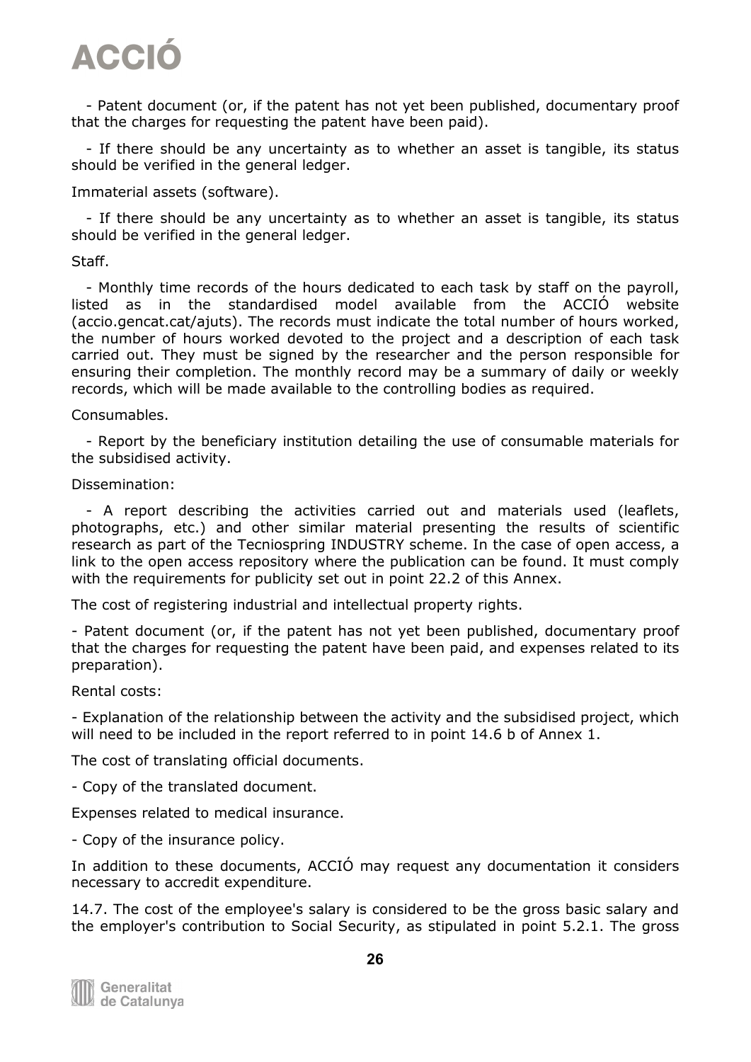- Patent document (or, if the patent has not yet been published, documentary proof that the charges for requesting the patent have been paid).

- If there should be any uncertainty as to whether an asset is tangible, its status should be verified in the general ledger.

Immaterial assets (software).

- If there should be any uncertainty as to whether an asset is tangible, its status should be verified in the general ledger.

Staff.

- Monthly time records of the hours dedicated to each task by staff on the payroll, listed as in the standardised model available from the ACCIÓ website (accio.gencat.cat/ajuts). The records must indicate the total number of hours worked, the number of hours worked devoted to the project and a description of each task carried out. They must be signed by the researcher and the person responsible for ensuring their completion. The monthly record may be a summary of daily or weekly records, which will be made available to the controlling bodies as required.

Consumables.

- Report by the beneficiary institution detailing the use of consumable materials for the subsidised activity.

Dissemination:

- A report describing the activities carried out and materials used (leaflets, photographs, etc.) and other similar material presenting the results of scientific research as part of the Tecniospring INDUSTRY scheme. In the case of open access, a link to the open access repository where the publication can be found. It must comply with the requirements for publicity set out in point 22.2 of this Annex.

The cost of registering industrial and intellectual property rights.

- Patent document (or, if the patent has not yet been published, documentary proof that the charges for requesting the patent have been paid, and expenses related to its preparation).

Rental costs:

- Explanation of the relationship between the activity and the subsidised project, which will need to be included in the report referred to in point 14.6 b of Annex 1.

The cost of translating official documents.

- Copy of the translated document.

Expenses related to medical insurance.

- Copy of the insurance policy.

In addition to these documents, ACCIÓ may request any documentation it considers necessary to accredit expenditure.

14.7. The cost of the employee's salary is considered to be the gross basic salary and the employer's contribution to Social Security, as stipulated in point 5.2.1. The gross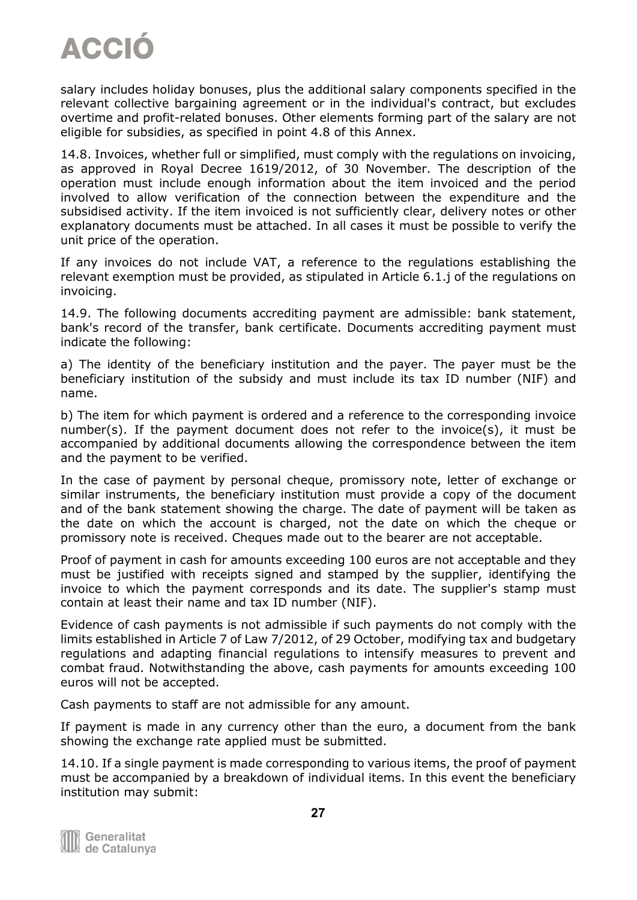salary includes holiday bonuses, plus the additional salary components specified in the relevant collective bargaining agreement or in the individual's contract, but excludes overtime and profit-related bonuses. Other elements forming part of the salary are not eligible for subsidies, as specified in point 4.8 of this Annex.

14.8. Invoices, whether full or simplified, must comply with the regulations on invoicing, as approved in Royal Decree 1619/2012, of 30 November. The description of the operation must include enough information about the item invoiced and the period involved to allow verification of the connection between the expenditure and the subsidised activity. If the item invoiced is not sufficiently clear, delivery notes or other explanatory documents must be attached. In all cases it must be possible to verify the unit price of the operation.

If any invoices do not include VAT, a reference to the regulations establishing the relevant exemption must be provided, as stipulated in Article 6.1.j of the regulations on invoicing.

14.9. The following documents accrediting payment are admissible: bank statement, bank's record of the transfer, bank certificate. Documents accrediting payment must indicate the following:

a) The identity of the beneficiary institution and the payer. The payer must be the beneficiary institution of the subsidy and must include its tax ID number (NIF) and name.

b) The item for which payment is ordered and a reference to the corresponding invoice number(s). If the payment document does not refer to the invoice(s), it must be accompanied by additional documents allowing the correspondence between the item and the payment to be verified.

In the case of payment by personal cheque, promissory note, letter of exchange or similar instruments, the beneficiary institution must provide a copy of the document and of the bank statement showing the charge. The date of payment will be taken as the date on which the account is charged, not the date on which the cheque or promissory note is received. Cheques made out to the bearer are not acceptable.

Proof of payment in cash for amounts exceeding 100 euros are not acceptable and they must be justified with receipts signed and stamped by the supplier, identifying the invoice to which the payment corresponds and its date. The supplier's stamp must contain at least their name and tax ID number (NIF).

Evidence of cash payments is not admissible if such payments do not comply with the limits established in Article 7 of Law 7/2012, of 29 October, modifying tax and budgetary regulations and adapting financial regulations to intensify measures to prevent and combat fraud. Notwithstanding the above, cash payments for amounts exceeding 100 euros will not be accepted.

Cash payments to staff are not admissible for any amount.

If payment is made in any currency other than the euro, a document from the bank showing the exchange rate applied must be submitted.

14.10. If a single payment is made corresponding to various items, the proof of payment must be accompanied by a breakdown of individual items. In this event the beneficiary institution may submit: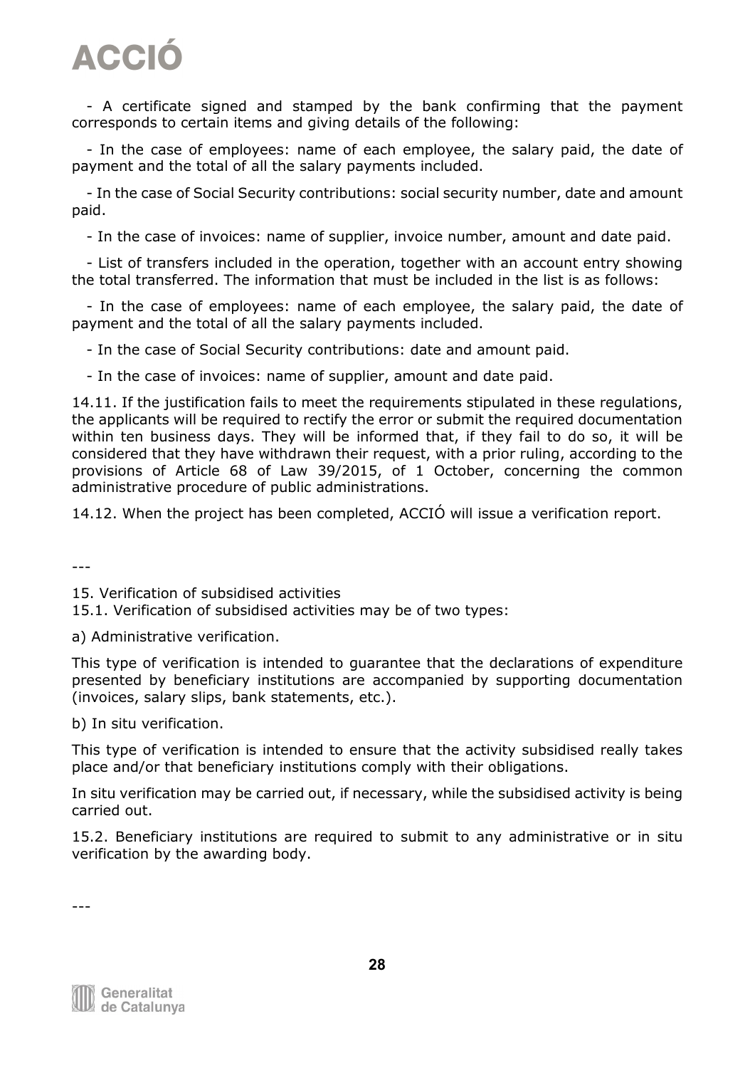- A certificate signed and stamped by the bank confirming that the payment corresponds to certain items and giving details of the following:

- In the case of employees: name of each employee, the salary paid, the date of payment and the total of all the salary payments included.

- In the case of Social Security contributions: social security number, date and amount paid.

- In the case of invoices: name of supplier, invoice number, amount and date paid.

- List of transfers included in the operation, together with an account entry showing the total transferred. The information that must be included in the list is as follows:

- In the case of employees: name of each employee, the salary paid, the date of payment and the total of all the salary payments included.

- In the case of Social Security contributions: date and amount paid.

- In the case of invoices: name of supplier, amount and date paid.

14.11. If the justification fails to meet the requirements stipulated in these regulations, the applicants will be required to rectify the error or submit the required documentation within ten business days. They will be informed that, if they fail to do so, it will be considered that they have withdrawn their request, with a prior ruling, according to the provisions of Article 68 of Law 39/2015, of 1 October, concerning the common administrative procedure of public administrations.

14.12. When the project has been completed, ACCIÓ will issue a verification report.

---

15. Verification of subsidised activities

15.1. Verification of subsidised activities may be of two types:

a) Administrative verification.

This type of verification is intended to guarantee that the declarations of expenditure presented by beneficiary institutions are accompanied by supporting documentation (invoices, salary slips, bank statements, etc.).

b) In situ verification.

This type of verification is intended to ensure that the activity subsidised really takes place and/or that beneficiary institutions comply with their obligations.

In situ verification may be carried out, if necessary, while the subsidised activity is being carried out.

15.2. Beneficiary institutions are required to submit to any administrative or in situ verification by the awarding body.

---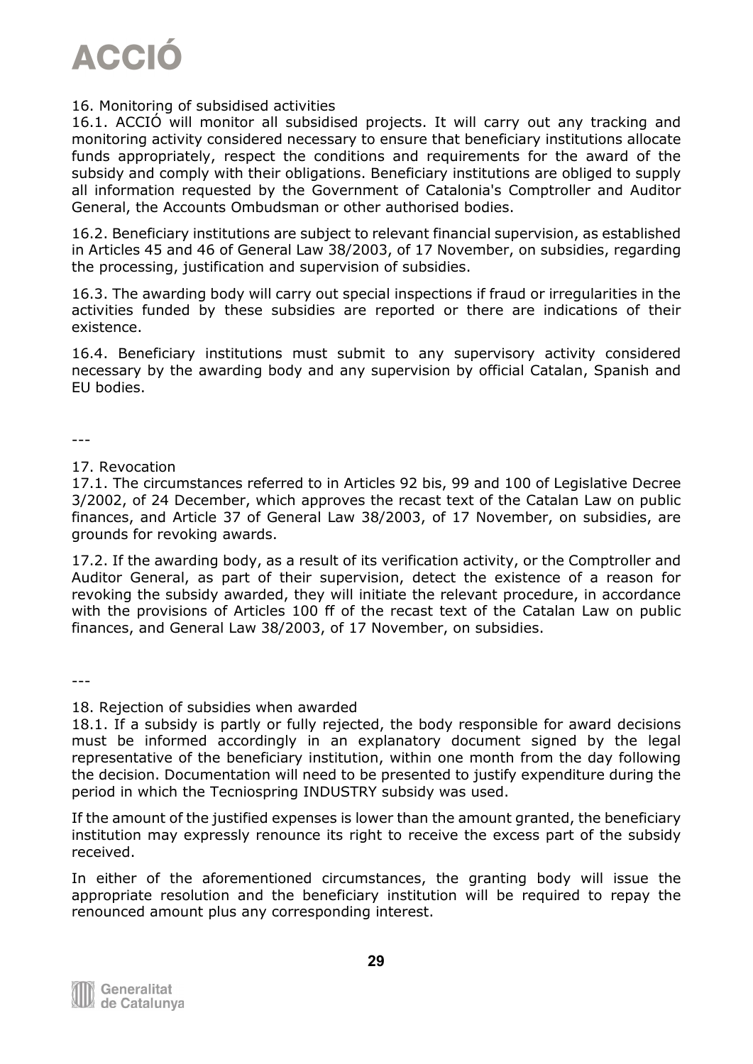## 16. Monitoring of subsidised activities

16.1. ACCIÓ will monitor all subsidised projects. It will carry out any tracking and monitoring activity considered necessary to ensure that beneficiary institutions allocate funds appropriately, respect the conditions and requirements for the award of the subsidy and comply with their obligations. Beneficiary institutions are obliged to supply all information requested by the Government of Catalonia's Comptroller and Auditor General, the Accounts Ombudsman or other authorised bodies.

16.2. Beneficiary institutions are subject to relevant financial supervision, as established in Articles 45 and 46 of General Law 38/2003, of 17 November, on subsidies, regarding the processing, justification and supervision of subsidies.

16.3. The awarding body will carry out special inspections if fraud or irregularities in the activities funded by these subsidies are reported or there are indications of their existence.

16.4. Beneficiary institutions must submit to any supervisory activity considered necessary by the awarding body and any supervision by official Catalan, Spanish and EU bodies.

---

## 17. Revocation

17.1. The circumstances referred to in Articles 92 bis, 99 and 100 of Legislative Decree 3/2002, of 24 December, which approves the recast text of the Catalan Law on public finances, and Article 37 of General Law 38/2003, of 17 November, on subsidies, are grounds for revoking awards.

17.2. If the awarding body, as a result of its verification activity, or the Comptroller and Auditor General, as part of their supervision, detect the existence of a reason for revoking the subsidy awarded, they will initiate the relevant procedure, in accordance with the provisions of Articles 100 ff of the recast text of the Catalan Law on public finances, and General Law 38/2003, of 17 November, on subsidies.

---

## 18. Rejection of subsidies when awarded

18.1. If a subsidy is partly or fully rejected, the body responsible for award decisions must be informed accordingly in an explanatory document signed by the legal representative of the beneficiary institution, within one month from the day following the decision. Documentation will need to be presented to justify expenditure during the period in which the Tecniospring INDUSTRY subsidy was used.

If the amount of the justified expenses is lower than the amount granted, the beneficiary institution may expressly renounce its right to receive the excess part of the subsidy received.

In either of the aforementioned circumstances, the granting body will issue the appropriate resolution and the beneficiary institution will be required to repay the renounced amount plus any corresponding interest.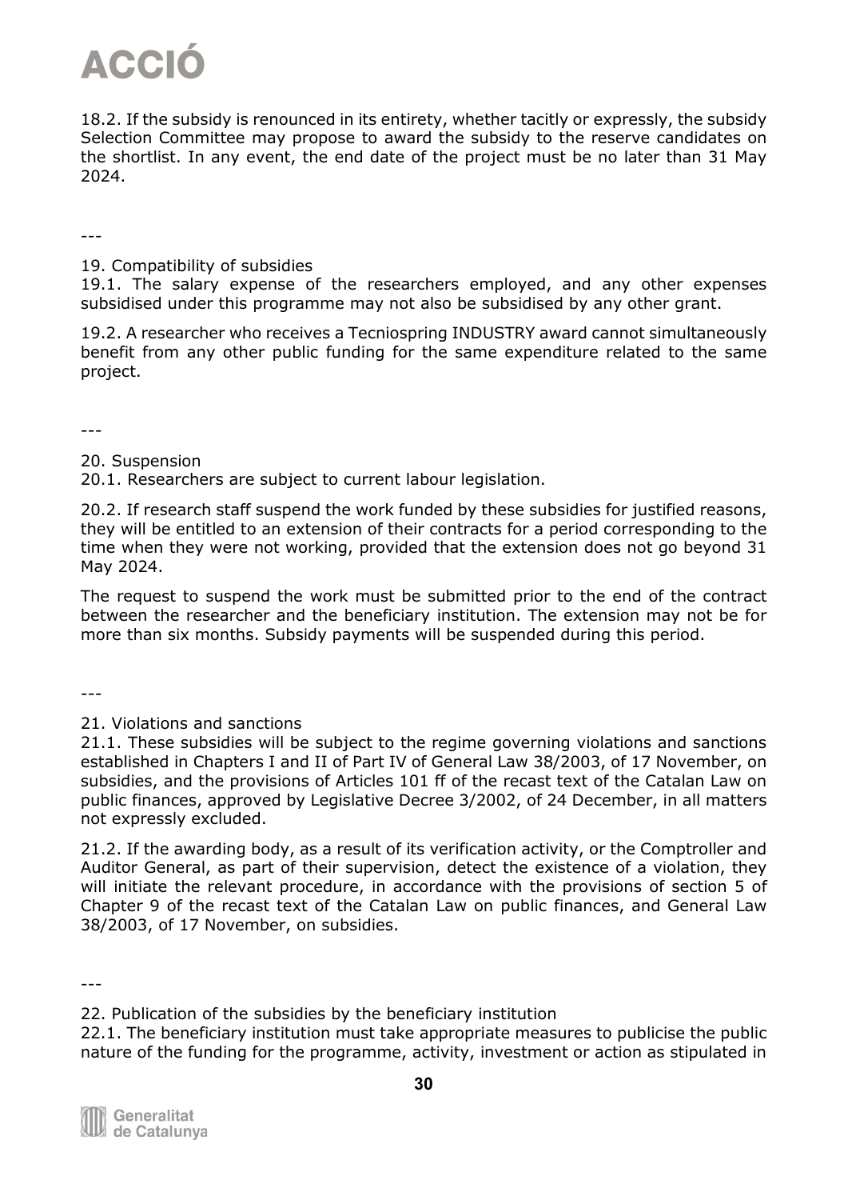18.2. If the subsidy is renounced in its entirety, whether tacitly or expressly, the subsidy Selection Committee may propose to award the subsidy to the reserve candidates on the shortlist. In any event, the end date of the project must be no later than 31 May 2024.

---

19. Compatibility of subsidies

19.1. The salary expense of the researchers employed, and any other expenses subsidised under this programme may not also be subsidised by any other grant.

19.2. A researcher who receives a Tecniospring INDUSTRY award cannot simultaneously benefit from any other public funding for the same expenditure related to the same project.

---

20. Suspension

20.1. Researchers are subject to current labour legislation.

20.2. If research staff suspend the work funded by these subsidies for justified reasons, they will be entitled to an extension of their contracts for a period corresponding to the time when they were not working, provided that the extension does not go beyond 31 May 2024.

The request to suspend the work must be submitted prior to the end of the contract between the researcher and the beneficiary institution. The extension may not be for more than six months. Subsidy payments will be suspended during this period.

---

21. Violations and sanctions

21.1. These subsidies will be subject to the regime governing violations and sanctions established in Chapters I and II of Part IV of General Law 38/2003, of 17 November, on subsidies, and the provisions of Articles 101 ff of the recast text of the Catalan Law on public finances, approved by Legislative Decree 3/2002, of 24 December, in all matters not expressly excluded.

21.2. If the awarding body, as a result of its verification activity, or the Comptroller and Auditor General, as part of their supervision, detect the existence of a violation, they will initiate the relevant procedure, in accordance with the provisions of section 5 of Chapter 9 of the recast text of the Catalan Law on public finances, and General Law 38/2003, of 17 November, on subsidies.

---

22. Publication of the subsidies by the beneficiary institution

22.1. The beneficiary institution must take appropriate measures to publicise the public nature of the funding for the programme, activity, investment or action as stipulated in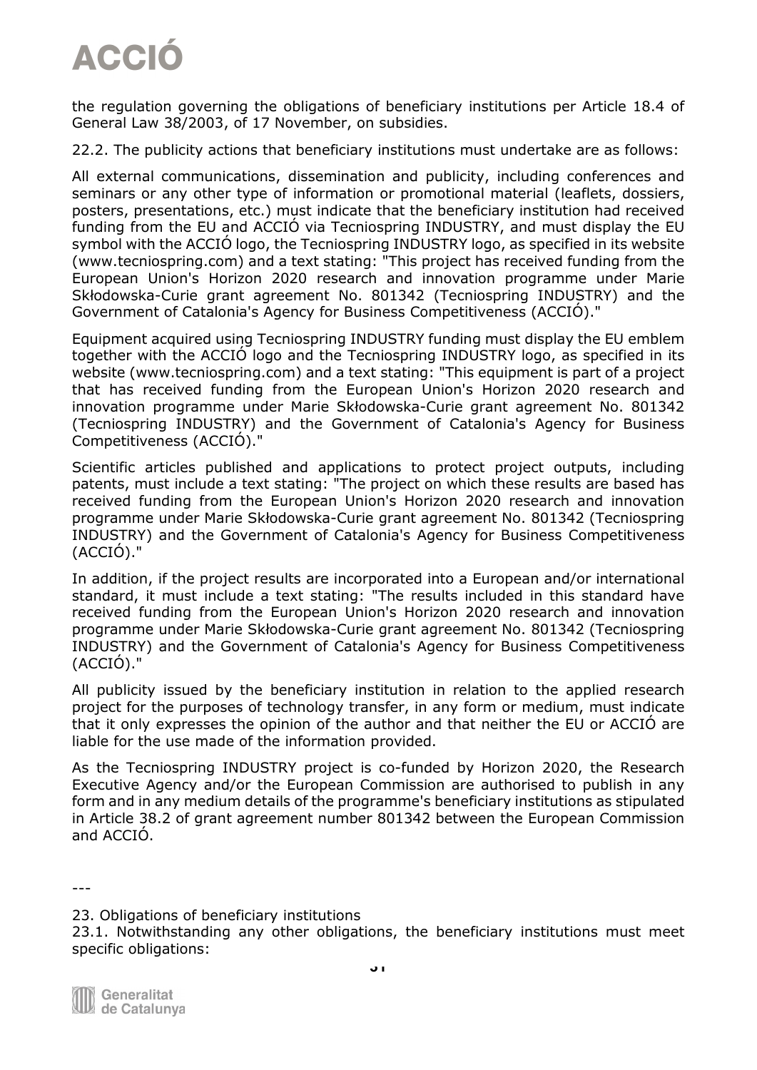the regulation governing the obligations of beneficiary institutions per Article 18.4 of General Law 38/2003, of 17 November, on subsidies.

22.2. The publicity actions that beneficiary institutions must undertake are as follows:

All external communications, dissemination and publicity, including conferences and seminars or any other type of information or promotional material (leaflets, dossiers, posters, presentations, etc.) must indicate that the beneficiary institution had received funding from the EU and ACCIÓ via Tecniospring INDUSTRY, and must display the EU symbol with the ACCIÓ logo, the Tecniospring INDUSTRY logo, as specified in its website (www.tecniospring.com) and a text stating: "This project has received funding from the European Union's Horizon 2020 research and innovation programme under Marie Skłodowska-Curie grant agreement No. 801342 (Tecniospring INDUSTRY) and the Government of Catalonia's Agency for Business Competitiveness (ACCIÓ)."

Equipment acquired using Tecniospring INDUSTRY funding must display the EU emblem together with the ACCIÓ logo and the Tecniospring INDUSTRY logo, as specified in its website (www.tecniospring.com) and a text stating: "This equipment is part of a project that has received funding from the European Union's Horizon 2020 research and innovation programme under Marie Skłodowska-Curie grant agreement No. 801342 (Tecniospring INDUSTRY) and the Government of Catalonia's Agency for Business Competitiveness (ACCIÓ)."

Scientific articles published and applications to protect project outputs, including patents, must include a text stating: "The project on which these results are based has received funding from the European Union's Horizon 2020 research and innovation programme under Marie Skłodowska-Curie grant agreement No. 801342 (Tecniospring INDUSTRY) and the Government of Catalonia's Agency for Business Competitiveness (ACCIÓ)."

In addition, if the project results are incorporated into a European and/or international standard, it must include a text stating: "The results included in this standard have received funding from the European Union's Horizon 2020 research and innovation programme under Marie Skłodowska-Curie grant agreement No. 801342 (Tecniospring INDUSTRY) and the Government of Catalonia's Agency for Business Competitiveness (ACCIÓ)."

All publicity issued by the beneficiary institution in relation to the applied research project for the purposes of technology transfer, in any form or medium, must indicate that it only expresses the opinion of the author and that neither the EU or ACCIÓ are liable for the use made of the information provided.

As the Tecniospring INDUSTRY project is co-funded by Horizon 2020, the Research Executive Agency and/or the European Commission are authorised to publish in any form and in any medium details of the programme's beneficiary institutions as stipulated in Article 38.2 of grant agreement number 801342 between the European Commission and ACCIÓ.

---

23. Obligations of beneficiary institutions

23.1. Notwithstanding any other obligations, the beneficiary institutions must meet specific obligations: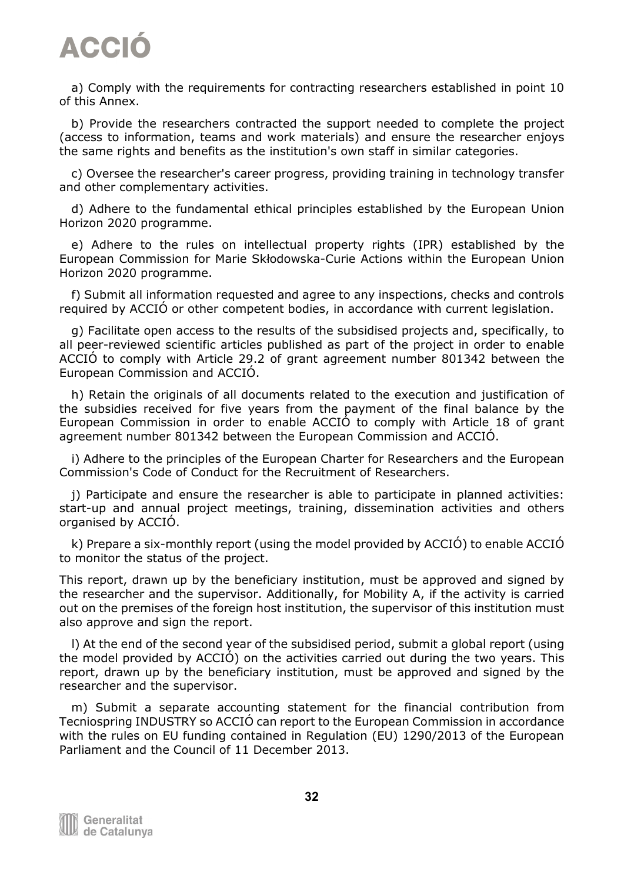a) Comply with the requirements for contracting researchers established in point 10 of this Annex.

b) Provide the researchers contracted the support needed to complete the project (access to information, teams and work materials) and ensure the researcher enjoys the same rights and benefits as the institution's own staff in similar categories.

c) Oversee the researcher's career progress, providing training in technology transfer and other complementary activities.

d) Adhere to the fundamental ethical principles established by the European Union Horizon 2020 programme.

e) Adhere to the rules on intellectual property rights (IPR) established by the European Commission for Marie Skłodowska-Curie Actions within the European Union Horizon 2020 programme.

f) Submit all information requested and agree to any inspections, checks and controls required by ACCIÓ or other competent bodies, in accordance with current legislation.

g) Facilitate open access to the results of the subsidised projects and, specifically, to all peer-reviewed scientific articles published as part of the project in order to enable ACCIÓ to comply with Article 29.2 of grant agreement number 801342 between the European Commission and ACCIÓ.

h) Retain the originals of all documents related to the execution and justification of the subsidies received for five years from the payment of the final balance by the European Commission in order to enable ACCIÓ to comply with Article 18 of grant agreement number 801342 between the European Commission and ACCIÓ.

i) Adhere to the principles of the European Charter for Researchers and the European Commission's Code of Conduct for the Recruitment of Researchers.

j) Participate and ensure the researcher is able to participate in planned activities: start-up and annual project meetings, training, dissemination activities and others organised by ACCIÓ.

k) Prepare a six-monthly report (using the model provided by ACCIÓ) to enable ACCIÓ to monitor the status of the project.

This report, drawn up by the beneficiary institution, must be approved and signed by the researcher and the supervisor. Additionally, for Mobility A, if the activity is carried out on the premises of the foreign host institution, the supervisor of this institution must also approve and sign the report.

l) At the end of the second year of the subsidised period, submit a global report (using the model provided by ACCIÓ) on the activities carried out during the two years. This report, drawn up by the beneficiary institution, must be approved and signed by the researcher and the supervisor.

m) Submit a separate accounting statement for the financial contribution from Tecniospring INDUSTRY so ACCIÓ can report to the European Commission in accordance with the rules on EU funding contained in Regulation (EU) 1290/2013 of the European Parliament and the Council of 11 December 2013.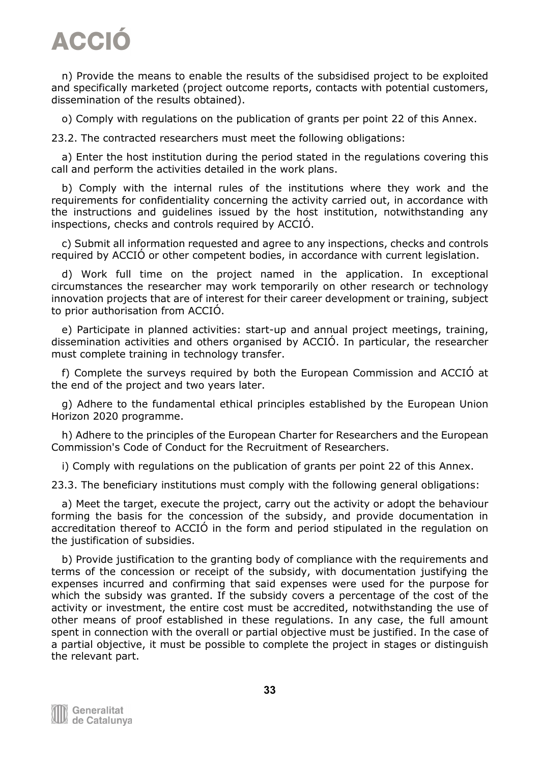n) Provide the means to enable the results of the subsidised project to be exploited and specifically marketed (project outcome reports, contacts with potential customers, dissemination of the results obtained).

o) Comply with regulations on the publication of grants per point 22 of this Annex.

23.2. The contracted researchers must meet the following obligations:

a) Enter the host institution during the period stated in the regulations covering this call and perform the activities detailed in the work plans.

b) Comply with the internal rules of the institutions where they work and the requirements for confidentiality concerning the activity carried out, in accordance with the instructions and guidelines issued by the host institution, notwithstanding any inspections, checks and controls required by ACCIÓ.

c) Submit all information requested and agree to any inspections, checks and controls required by ACCIÓ or other competent bodies, in accordance with current legislation.

d) Work full time on the project named in the application. In exceptional circumstances the researcher may work temporarily on other research or technology innovation projects that are of interest for their career development or training, subject to prior authorisation from ACCIÓ.

e) Participate in planned activities: start-up and annual project meetings, training, dissemination activities and others organised by ACCIÓ. In particular, the researcher must complete training in technology transfer.

f) Complete the surveys required by both the European Commission and ACCIÓ at the end of the project and two years later.

g) Adhere to the fundamental ethical principles established by the European Union Horizon 2020 programme.

h) Adhere to the principles of the European Charter for Researchers and the European Commission's Code of Conduct for the Recruitment of Researchers.

i) Comply with regulations on the publication of grants per point 22 of this Annex.

23.3. The beneficiary institutions must comply with the following general obligations:

a) Meet the target, execute the project, carry out the activity or adopt the behaviour forming the basis for the concession of the subsidy, and provide documentation in accreditation thereof to ACCIÓ in the form and period stipulated in the regulation on the justification of subsidies.

b) Provide justification to the granting body of compliance with the requirements and terms of the concession or receipt of the subsidy, with documentation justifying the expenses incurred and confirming that said expenses were used for the purpose for which the subsidy was granted. If the subsidy covers a percentage of the cost of the activity or investment, the entire cost must be accredited, notwithstanding the use of other means of proof established in these regulations. In any case, the full amount spent in connection with the overall or partial objective must be justified. In the case of a partial objective, it must be possible to complete the project in stages or distinguish the relevant part.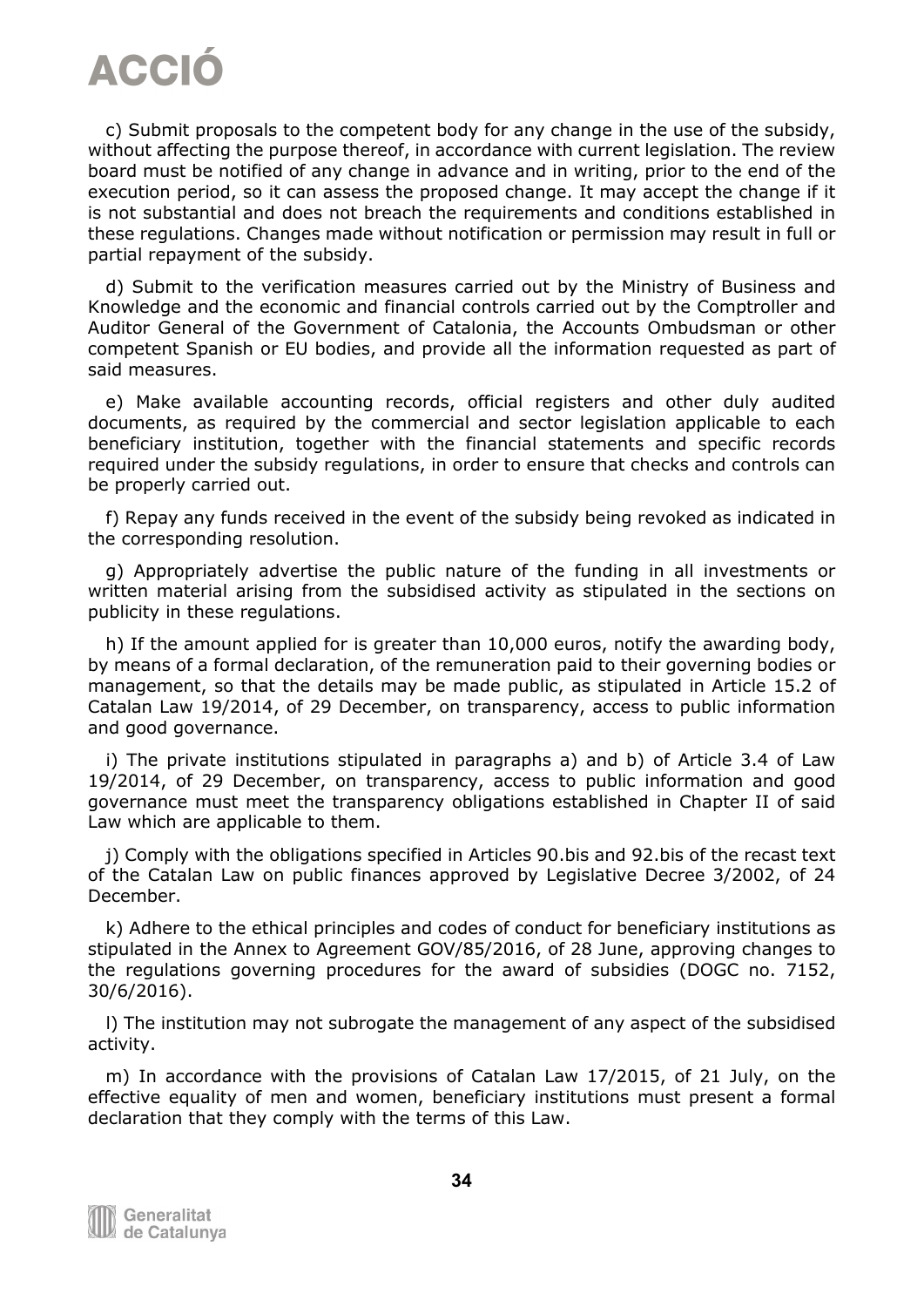c) Submit proposals to the competent body for any change in the use of the subsidy, without affecting the purpose thereof, in accordance with current legislation. The review board must be notified of any change in advance and in writing, prior to the end of the execution period, so it can assess the proposed change. It may accept the change if it is not substantial and does not breach the requirements and conditions established in these regulations. Changes made without notification or permission may result in full or partial repayment of the subsidy.

d) Submit to the verification measures carried out by the Ministry of Business and Knowledge and the economic and financial controls carried out by the Comptroller and Auditor General of the Government of Catalonia, the Accounts Ombudsman or other competent Spanish or EU bodies, and provide all the information requested as part of said measures.

e) Make available accounting records, official registers and other duly audited documents, as required by the commercial and sector legislation applicable to each beneficiary institution, together with the financial statements and specific records required under the subsidy regulations, in order to ensure that checks and controls can be properly carried out.

f) Repay any funds received in the event of the subsidy being revoked as indicated in the corresponding resolution.

g) Appropriately advertise the public nature of the funding in all investments or written material arising from the subsidised activity as stipulated in the sections on publicity in these regulations.

h) If the amount applied for is greater than 10,000 euros, notify the awarding body, by means of a formal declaration, of the remuneration paid to their governing bodies or management, so that the details may be made public, as stipulated in Article 15.2 of Catalan Law 19/2014, of 29 December, on transparency, access to public information and good governance.

i) The private institutions stipulated in paragraphs a) and b) of Article 3.4 of Law 19/2014, of 29 December, on transparency, access to public information and good governance must meet the transparency obligations established in Chapter II of said Law which are applicable to them.

j) Comply with the obligations specified in Articles 90.bis and 92.bis of the recast text of the Catalan Law on public finances approved by Legislative Decree 3/2002, of 24 December.

k) Adhere to the ethical principles and codes of conduct for beneficiary institutions as stipulated in the Annex to Agreement GOV/85/2016, of 28 June, approving changes to the regulations governing procedures for the award of subsidies (DOGC no. 7152, 30/6/2016).

l) The institution may not subrogate the management of any aspect of the subsidised activity.

m) In accordance with the provisions of Catalan Law 17/2015, of 21 July, on the effective equality of men and women, beneficiary institutions must present a formal declaration that they comply with the terms of this Law.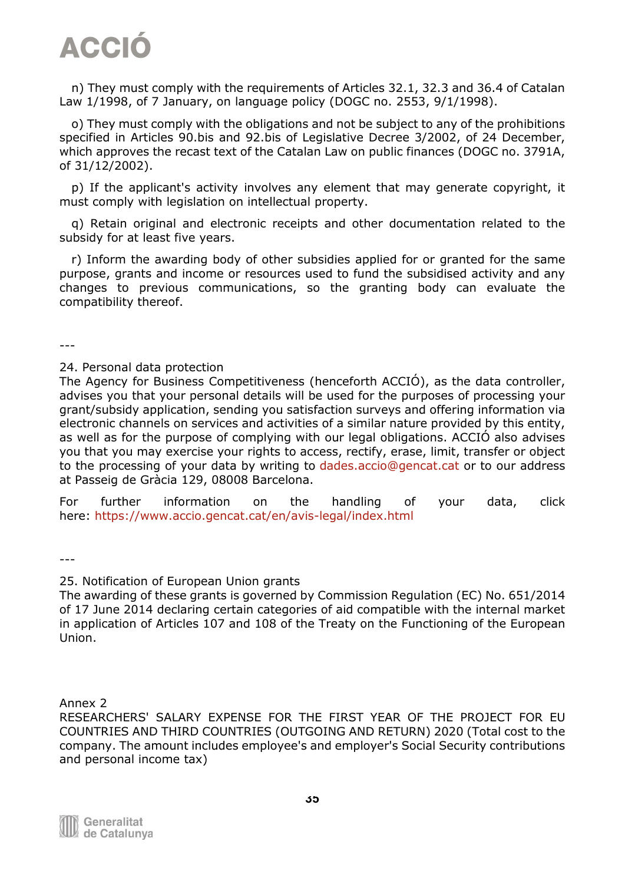n) They must comply with the requirements of Articles 32.1, 32.3 and 36.4 of Catalan Law 1/1998, of 7 January, on language policy (DOGC no. 2553, 9/1/1998).

o) They must comply with the obligations and not be subject to any of the prohibitions specified in Articles 90.bis and 92.bis of Legislative Decree 3/2002, of 24 December, which approves the recast text of the Catalan Law on public finances (DOGC no. 3791A, of 31/12/2002).

p) If the applicant's activity involves any element that may generate copyright, it must comply with legislation on intellectual property.

q) Retain original and electronic receipts and other documentation related to the subsidy for at least five years.

r) Inform the awarding body of other subsidies applied for or granted for the same purpose, grants and income or resources used to fund the subsidised activity and any changes to previous communications, so the granting body can evaluate the compatibility thereof.

---

24. Personal data protection
The Agency for Business Competitiveness (henceforth ACCIÓ), as the data controller, advises you that your personal details will be used for the purposes of processing your grant/subsidy application, sending you satisfaction surveys and offering information via electronic channels on services and activities of a similar nature provided by this entity, as well as for the purpose of complying with our legal obligations. ACCIÓ also advises you that you may exercise your rights to access, rectify, erase, limit, transfer or object to the processing of your data by writing to dades.accio@gencat.cat or to our address at Passeig de Gràcia 129, 08008 Barcelona.

For further information on the handling of your data, click here: https://www.accio.gencat.cat/en/avis-legal/index.html

---

25. Notification of European Union grants
The awarding of these grants is governed by Commission Regulation (EC) No. 651/2014 of 17 June 2014 declaring certain categories of aid compatible with the internal market in application of Articles 107 and 108 of the Treaty on the Functioning of the European Union.

Annex 2
RESEARCHERS' SALARY EXPENSE FOR THE FIRST YEAR OF THE PROJECT FOR EU COUNTRIES AND THIRD COUNTRIES (OUTGOING AND RETURN) 2020 (Total cost to the company. The amount includes employee's and employer's Social Security contributions and personal income tax)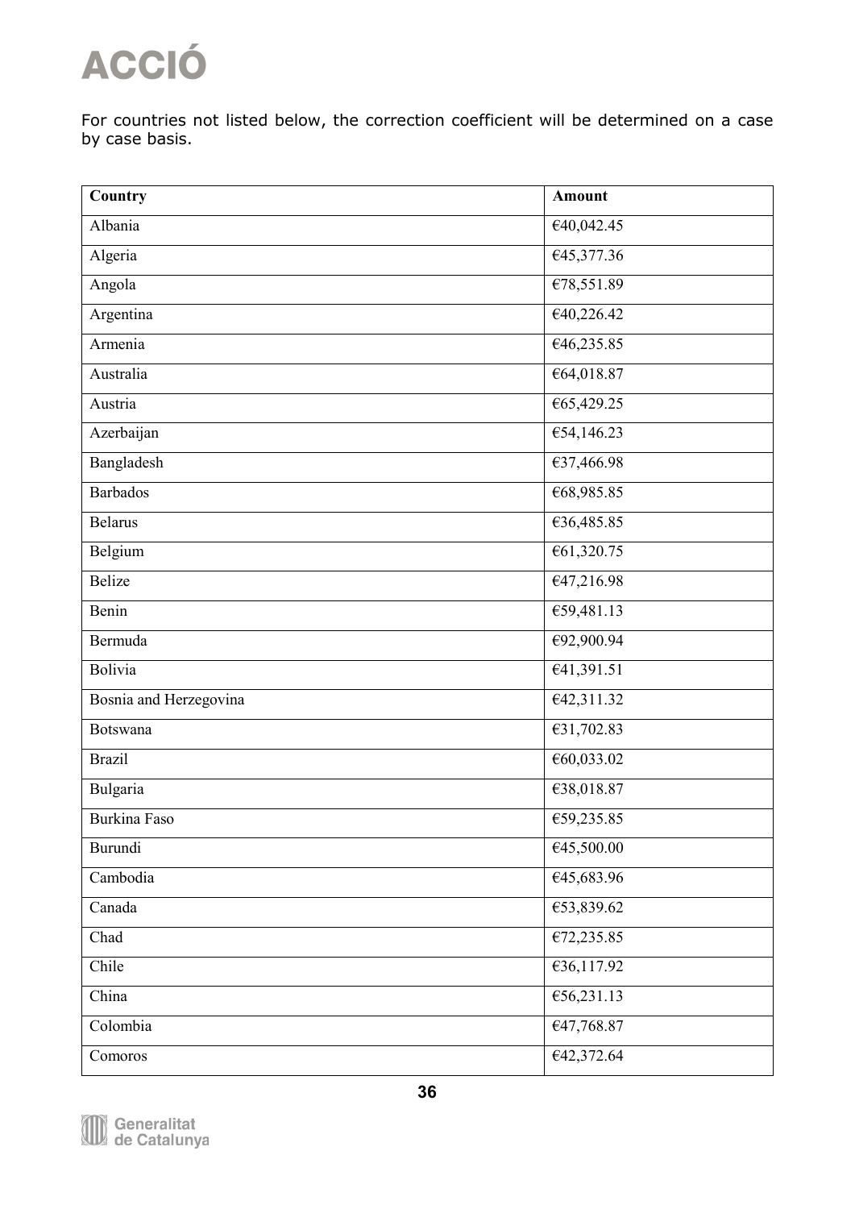For countries not listed below, the correction coefficient will be determined on a case by case basis.

| Country | Amount |
| --- | --- |
| Albania | €40,042.45 |
| Algeria | €45,377.36 |
| Angola | €78,551.89 |
| Argentina | €40,226.42 |
| Armenia | €46,235.85 |
| Australia | €64,018.87 |
| Austria | €65,429.25 |
| Azerbaijan | €54,146.23 |
| Bangladesh | €37,466.98 |
| Barbados | €68,985.85 |
| Belarus | €36,485.85 |
| Belgium | €61,320.75 |
| Belize | €47,216.98 |
| Benin | €59,481.13 |
| Bermuda | €92,900.94 |
| Bolivia | €41,391.51 |
| Bosnia and Herzegovina | €42,311.32 |
| Botswana | €31,702.83 |
| Brazil | €60,033.02 |
| Bulgaria | €38,018.87 |
| Burkina Faso | €59,235.85 |
| Burundi | €45,500.00 |
| Cambodia | €45,683.96 |
| Canada | €53,839.62 |
| Chad | €72,235.85 |
| Chile | €36,117.92 |
| China | €56,231.13 |
| Colombia | €47,768.87 |
| Comoros | €42,372.64 |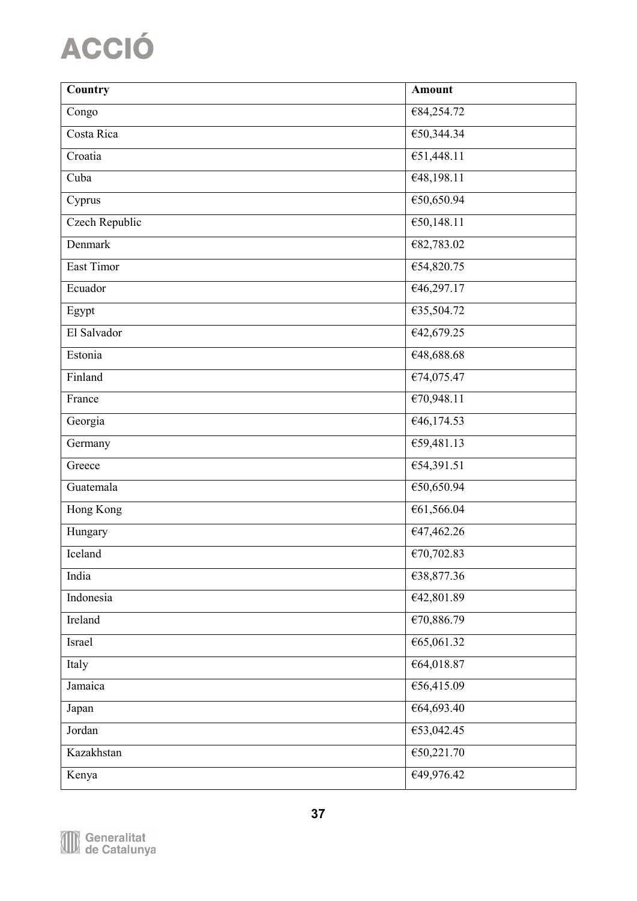| Country | Amount |
|---|---|
| Congo | €84,254.72 |
| Costa Rica | €50,344.34 |
| Croatia | €51,448.11 |
| Cuba | €48,198.11 |
| Cyprus | €50,650.94 |
| Czech Republic | €50,148.11 |
| Denmark | €82,783.02 |
| East Timor | €54,820.75 |
| Ecuador | €46,297.17 |
| Egypt | €35,504.72 |
| El Salvador | €42,679.25 |
| Estonia | €48,688.68 |
| Finland | €74,075.47 |
| France | €70,948.11 |
| Georgia | €46,174.53 |
| Germany | €59,481.13 |
| Greece | €54,391.51 |
| Guatemala | €50,650.94 |
| Hong Kong | €61,566.04 |
| Hungary | €47,462.26 |
| Iceland | €70,702.83 |
| India | €38,877.36 |
| Indonesia | €42,801.89 |
| Ireland | €70,886.79 |
| Israel | €65,061.32 |
| Italy | €64,018.87 |
| Jamaica | €56,415.09 |
| Japan | €64,693.40 |
| Jordan | €53,042.45 |
| Kazakhstan | €50,221.70 |
| Kenya | €49,976.42 |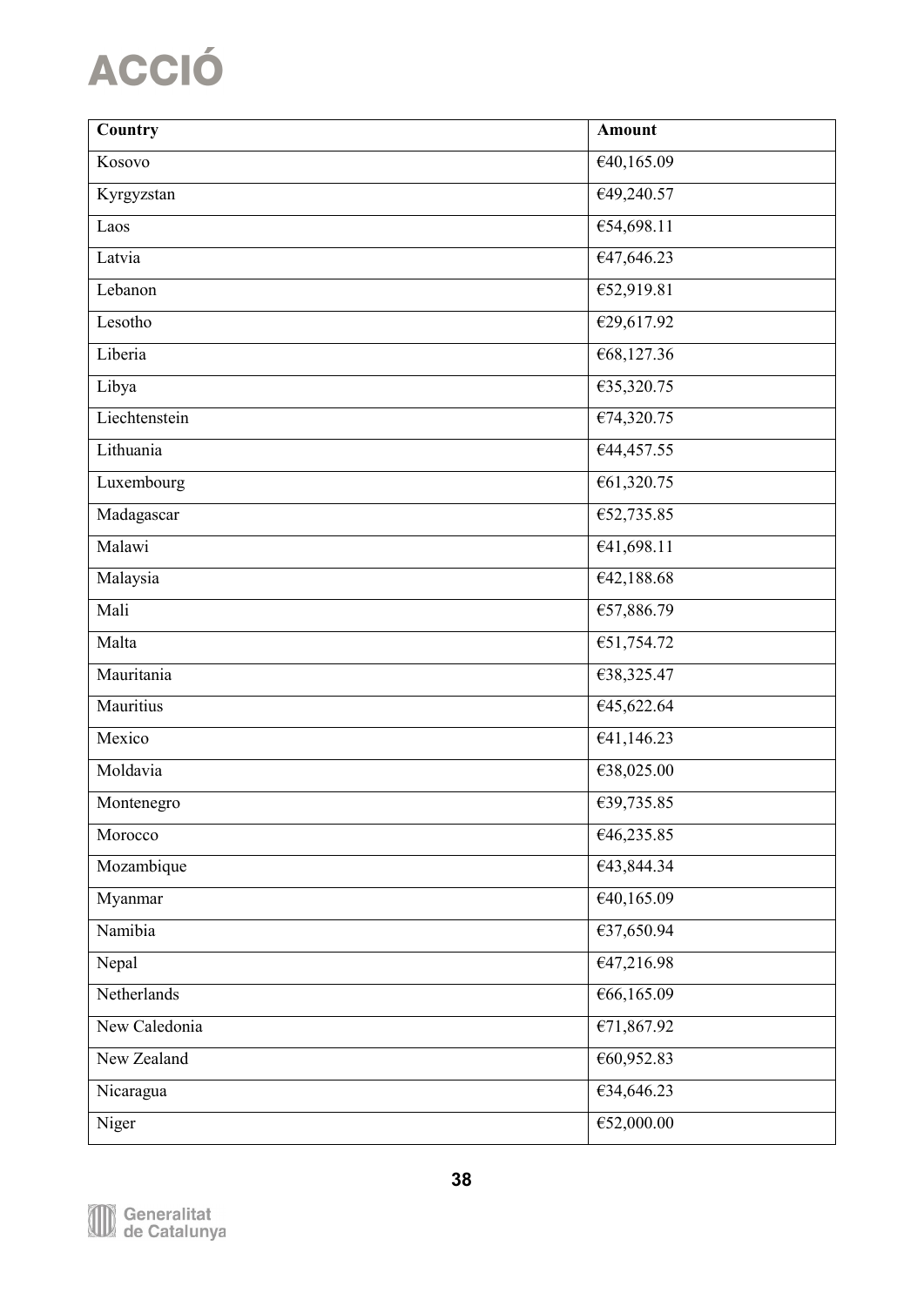| Country | Amount |
| --- | --- |
| Kosovo | €40,165.09 |
| Kyrgyzstan | €49,240.57 |
| Laos | €54,698.11 |
| Latvia | €47,646.23 |
| Lebanon | €52,919.81 |
| Lesotho | €29,617.92 |
| Liberia | €68,127.36 |
| Libya | €35,320.75 |
| Liechtenstein | €74,320.75 |
| Lithuania | €44,457.55 |
| Luxembourg | €61,320.75 |
| Madagascar | €52,735.85 |
| Malawi | €41,698.11 |
| Malaysia | €42,188.68 |
| Mali | €57,886.79 |
| Malta | €51,754.72 |
| Mauritania | €38,325.47 |
| Mauritius | €45,622.64 |
| Mexico | €41,146.23 |
| Moldavia | €38,025.00 |
| Montenegro | €39,735.85 |
| Morocco | €46,235.85 |
| Mozambique | €43,844.34 |
| Myanmar | €40,165.09 |
| Namibia | €37,650.94 |
| Nepal | €47,216.98 |
| Netherlands | €66,165.09 |
| New Caledonia | €71,867.92 |
| New Zealand | €60,952.83 |
| Nicaragua | €34,646.23 |
| Niger | €52,000.00 |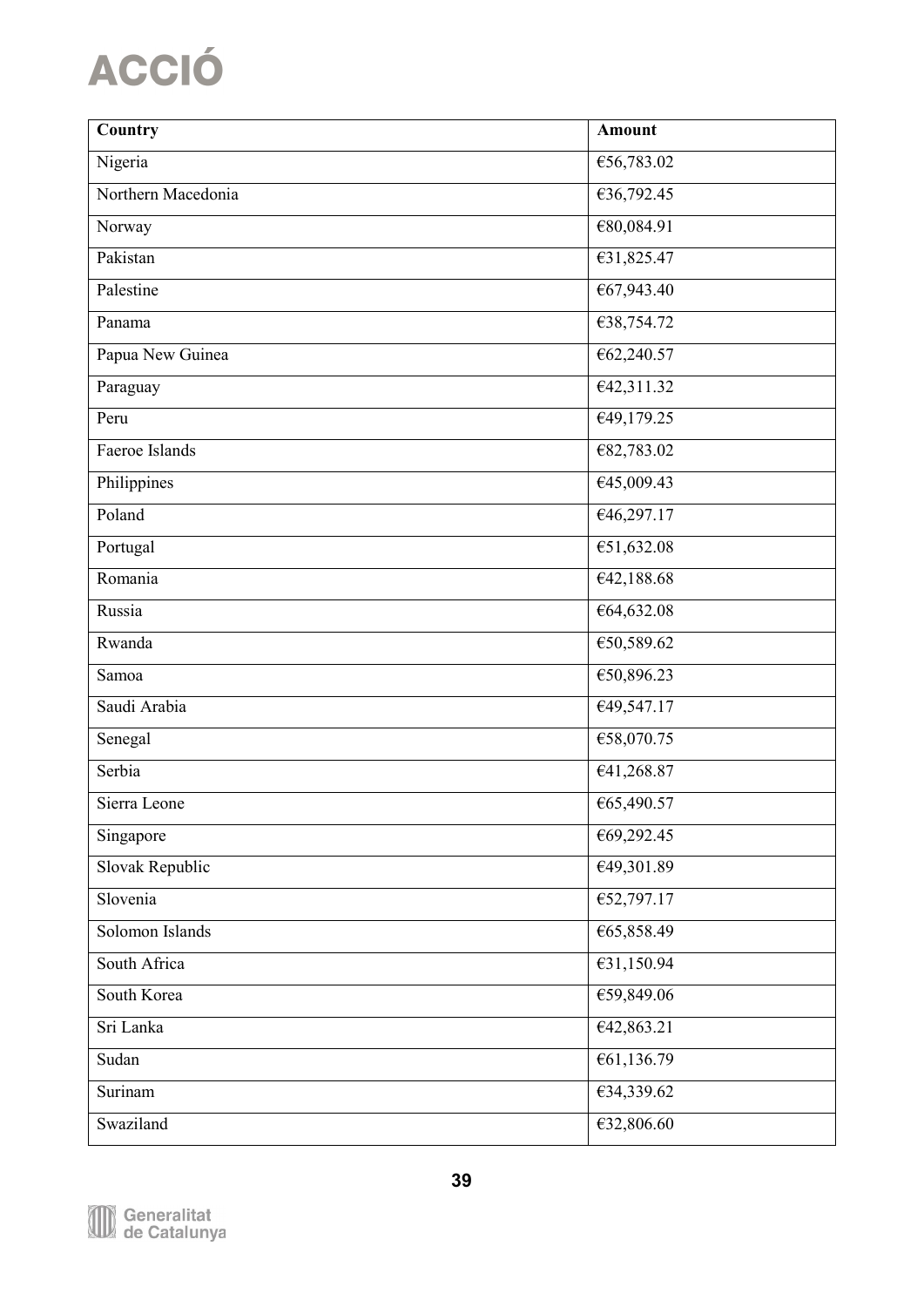| Country | Amount |
|---|---|
| Nigeria | €56,783.02 |
| Northern Macedonia | €36,792.45 |
| Norway | €80,084.91 |
| Pakistan | €31,825.47 |
| Palestine | €67,943.40 |
| Panama | €38,754.72 |
| Papua New Guinea | €62,240.57 |
| Paraguay | €42,311.32 |
| Peru | €49,179.25 |
| Faeroe Islands | €82,783.02 |
| Philippines | €45,009.43 |
| Poland | €46,297.17 |
| Portugal | €51,632.08 |
| Romania | €42,188.68 |
| Russia | €64,632.08 |
| Rwanda | €50,589.62 |
| Samoa | €50,896.23 |
| Saudi Arabia | €49,547.17 |
| Senegal | €58,070.75 |
| Serbia | €41,268.87 |
| Sierra Leone | €65,490.57 |
| Singapore | €69,292.45 |
| Slovak Republic | €49,301.89 |
| Slovenia | €52,797.17 |
| Solomon Islands | €65,858.49 |
| South Africa | €31,150.94 |
| South Korea | €59,849.06 |
| Sri Lanka | €42,863.21 |
| Sudan | €61,136.79 |
| Surinam | €34,339.62 |
| Swaziland | €32,806.60 |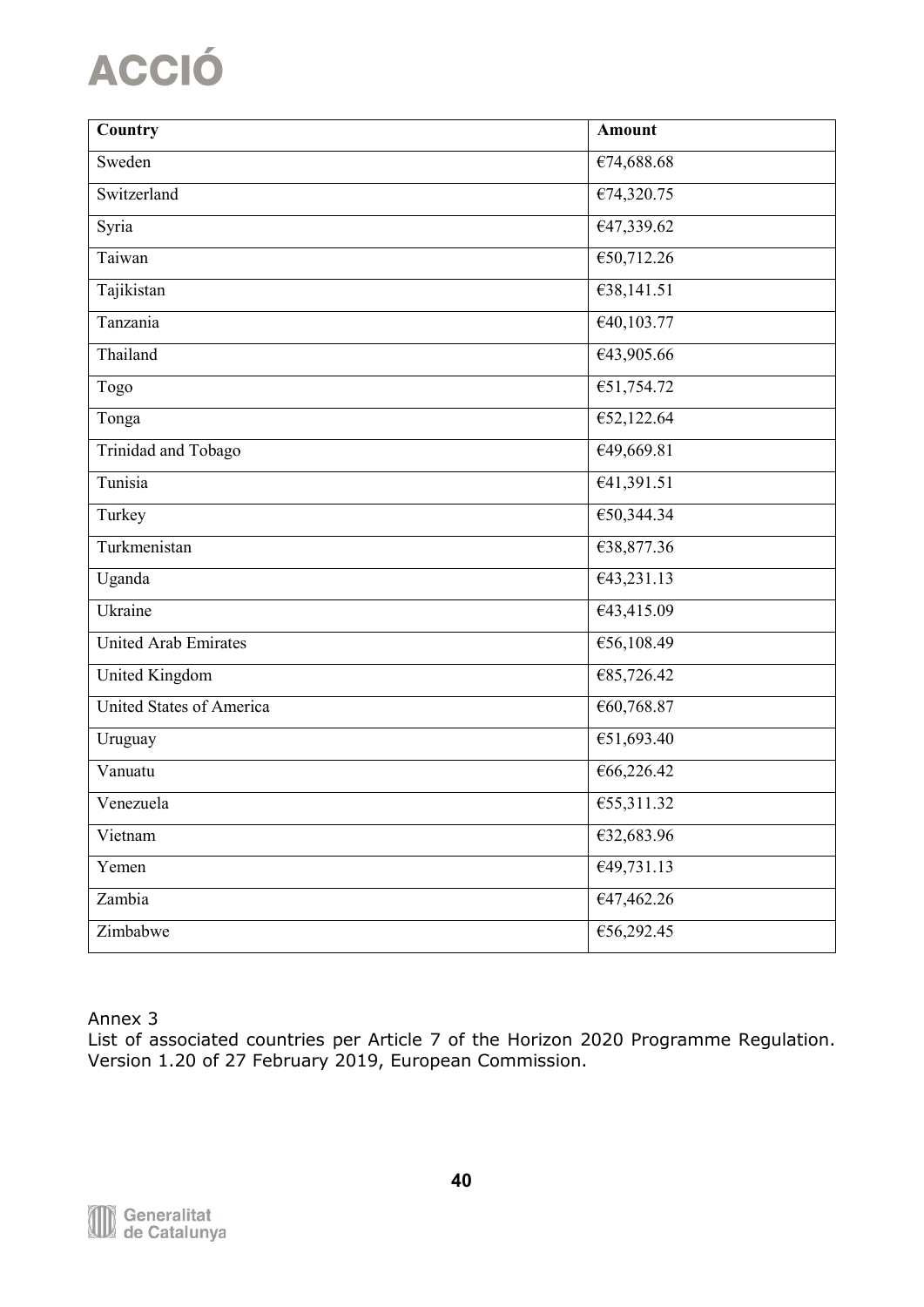| Country | Amount |
|---|---|
| Sweden | €74,688.68 |
| Switzerland | €74,320.75 |
| Syria | €47,339.62 |
| Taiwan | €50,712.26 |
| Tajikistan | €38,141.51 |
| Tanzania | €40,103.77 |
| Thailand | €43,905.66 |
| Togo | €51,754.72 |
| Tonga | €52,122.64 |
| Trinidad and Tobago | €49,669.81 |
| Tunisia | €41,391.51 |
| Turkey | €50,344.34 |
| Turkmenistan | €38,877.36 |
| Uganda | €43,231.13 |
| Ukraine | €43,415.09 |
| United Arab Emirates | €56,108.49 |
| United Kingdom | €85,726.42 |
| United States of America | €60,768.87 |
| Uruguay | €51,693.40 |
| Vanuatu | €66,226.42 |
| Venezuela | €55,311.32 |
| Vietnam | €32,683.96 |
| Yemen | €49,731.13 |
| Zambia | €47,462.26 |
| Zimbabwe | €56,292.45 |

Annex 3

List of associated countries per Article 7 of the Horizon 2020 Programme Regulation. Version 1.20 of 27 February 2019, European Commission.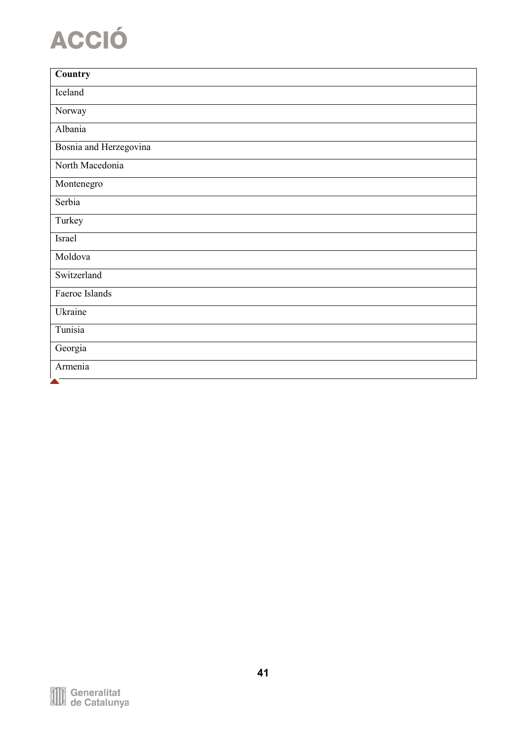| Country |
| --- |
| Iceland |
| Norway |
| Albania |
| Bosnia and Herzegovina |
| North Macedonia |
| Montenegro |
| Serbia |
| Turkey |
| Israel |
| Moldova |
| Switzerland |
| Faeroe Islands |
| Ukraine |
| Tunisia |
| Georgia |
| Armenia |